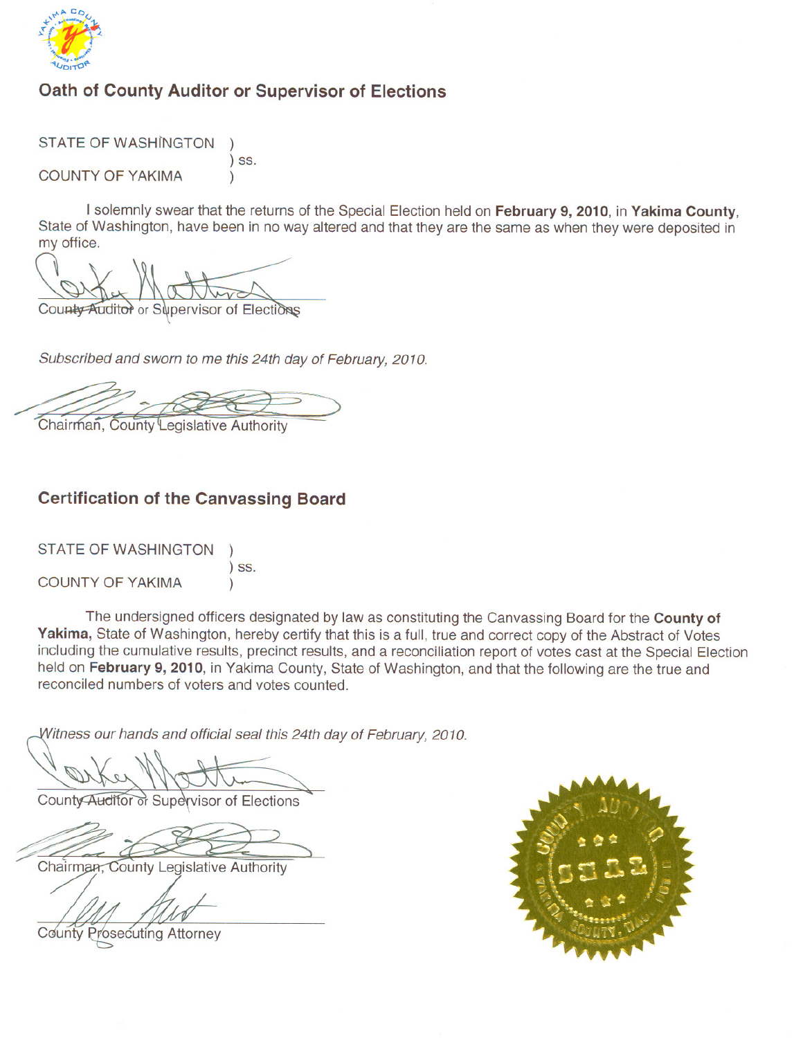## Oath of County Auditor or Supervisor of Elections

STATE OF WASHINGTON )
) ss.
COUNTY OF YAKIMA )

I solemnly swear that the returns of the Special Election held on **February 9, 2010**, in **Yakima County**, State of Washington, have been in no way altered and that they are the same as when they were deposited in my office.

County Auditor or Supervisor of Elections

*Subscribed and sworn to me this 24th day of February, 2010.*

Chairman, County Legislative Authority

## Certification of the Canvassing Board

STATE OF WASHINGTON )
) ss.
COUNTY OF YAKIMA )

The undersigned officers designated by law as constituting the Canvassing Board for the **County of Yakima,** State of Washington, hereby certify that this is a full, true and correct copy of the Abstract of Votes including the cumulative results, precinct results, and a reconciliation report of votes cast at the Special Election held on **February 9, 2010**, in Yakima County, State of Washington, and that the following are the true and reconciled numbers of voters and votes counted.

*Witness our hands and official seal this 24th day of February, 2010.*

County Auditor or Supervisor of Elections

Chairman, County Legislative Authority

County Prosecuting Attorney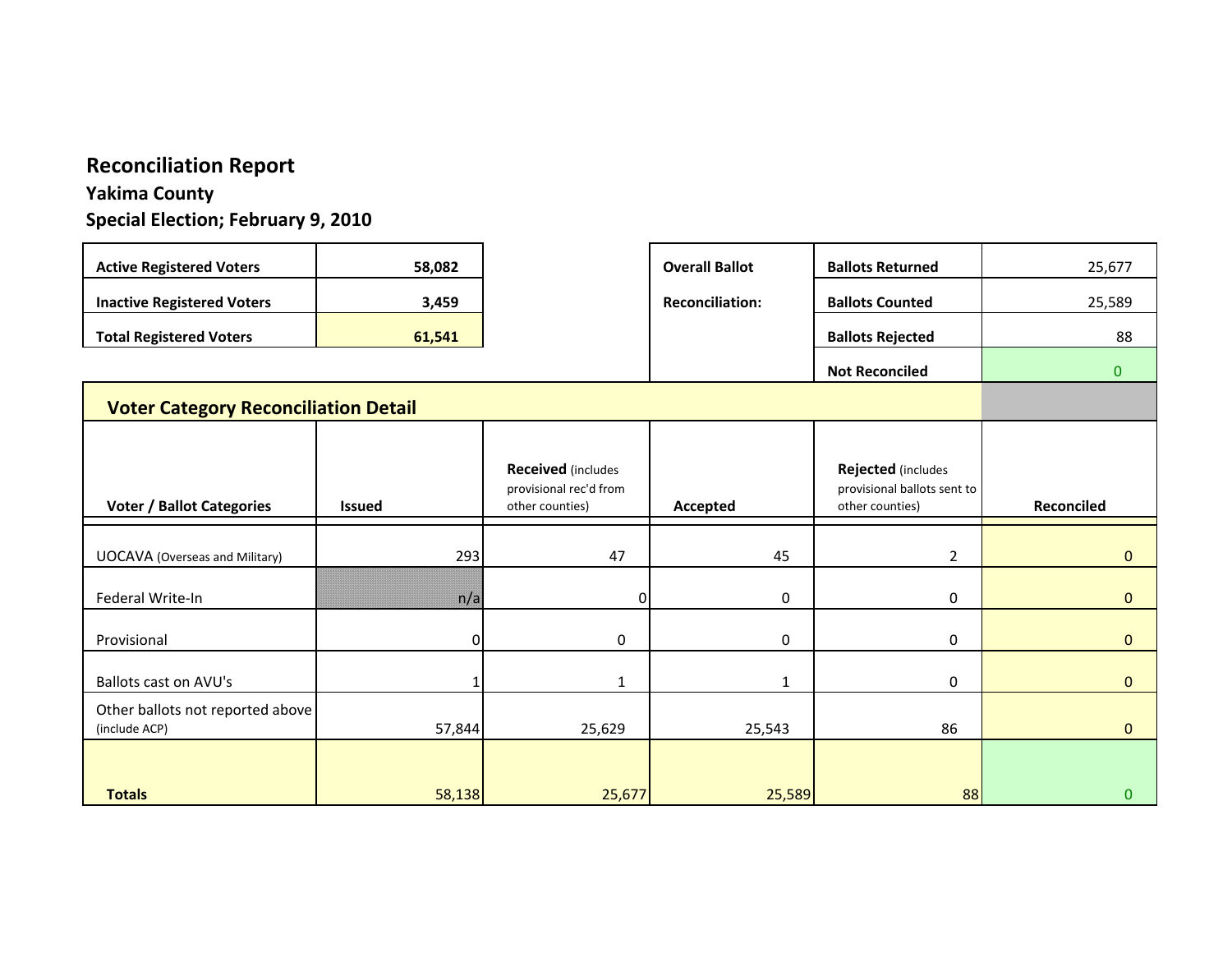# Reconciliation Report

## Yakima County

## Special Election; February 9, 2010

| | |
|---|---|
| **Active Registered Voters** | **58,082** |
| **Inactive Registered Voters** | **3,459** |
| **Total Registered Voters** | **61,541** |

| Overall Ballot Reconciliation: | | |
|---|---|---|
| | **Ballots Returned** | 25,677 |
| | **Ballots Counted** | 25,589 |
| | **Ballots Rejected** | 88 |
| | **Not Reconciled** | 0 |

### Voter Category Reconciliation Detail

| Voter / Ballot Categories | Issued | Received (includes provisional rec'd from other counties) | Accepted | Rejected (includes provisional ballots sent to other counties) | Reconciled |
|---|---|---|---|---|---|
| UOCAVA (Overseas and Military) | 293 | 47 | 45 | 2 | 0 |
| Federal Write-In | n/a | 0 | 0 | 0 | 0 |
| Provisional | 0 | 0 | 0 | 0 | 0 |
| Ballots cast on AVU's | 1 | 1 | 1 | 0 | 0 |
| Other ballots not reported above (include ACP) | 57,844 | 25,629 | 25,543 | 86 | 0 |
| **Totals** | 58,138 | 25,677 | 25,589 | 88 | 0 |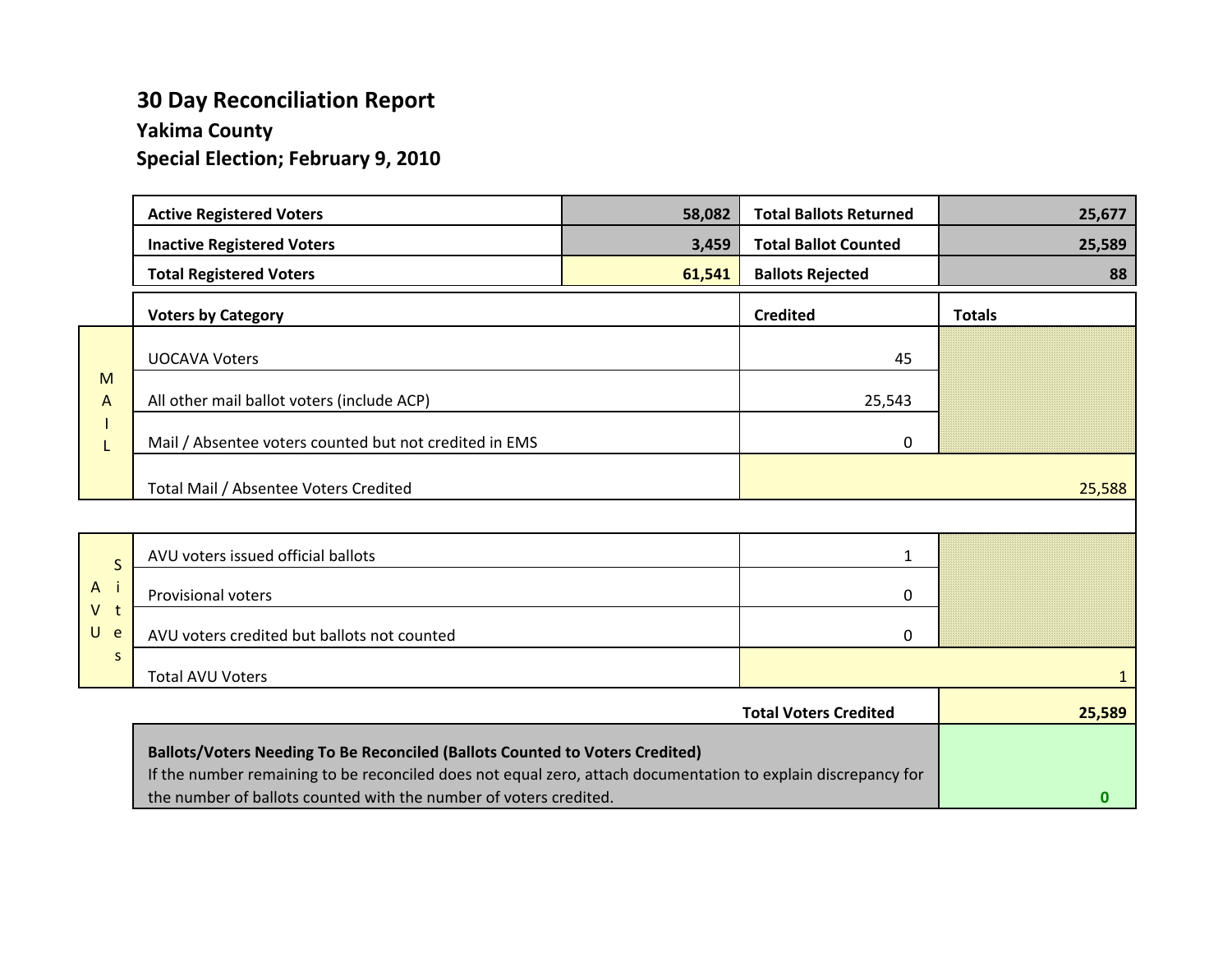# 30 Day Reconciliation Report

## Yakima County

## Special Election; February 9, 2010

| Active Registered Voters | 58,082 | Total Ballots Returned | 25,677 |
|---|---|---|---|
| Inactive Registered Voters | 3,459 | Total Ballot Counted | 25,589 |
| Total Registered Voters | 61,541 | Ballots Rejected | 88 |

| | Voters by Category | Credited | Totals |
|---|---|---|---|
| MAIL | UOCAVA Voters | 45 | |
| | All other mail ballot voters (include ACP) | 25,543 | |
| | Mail / Absentee voters counted but not credited in EMS | 0 | |
| | Total Mail / Absentee Voters Credited | | 25,588 |
| AVU Sites | AVU voters issued official ballots | 1 | |
| | Provisional voters | 0 | |
| | AVU voters credited but ballots not counted | 0 | |
| | Total AVU Voters | | 1 |
| | | Total Voters Credited | 25,589 |

| Ballots/Voters Needing To Be Reconciled (Ballots Counted to Voters Credited) | |
|---|---|
| If the number remaining to be reconciled does not equal zero, attach documentation to explain discrepancy for the number of ballots counted with the number of voters credited. | 0 |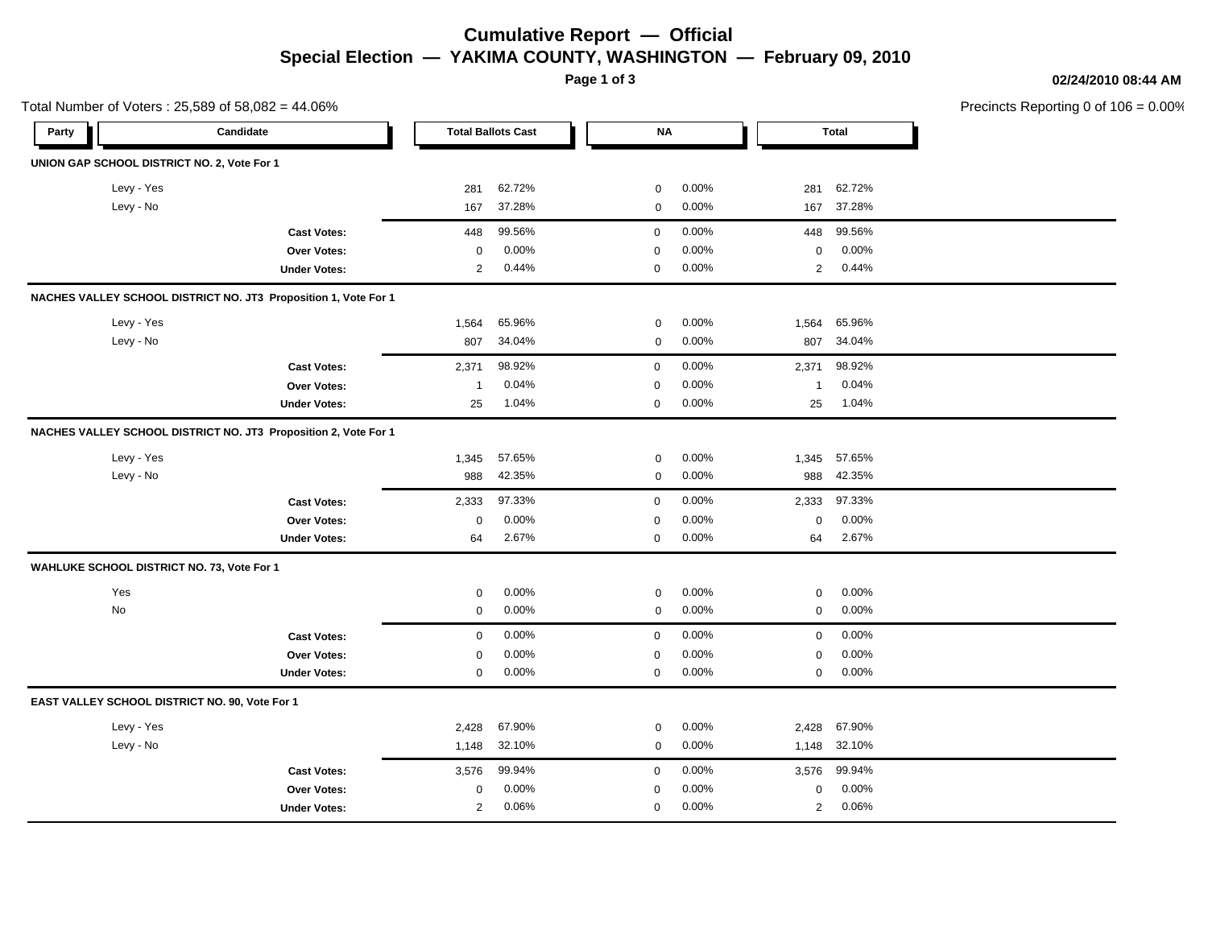# Cumulative Report — Official

## Special Election — YAKIMA COUNTY, WASHINGTON — February 09, 2010

02/24/2010 08:44 AM

Total Number of Voters : 25,589 of 58,082 = 44.06%

Precincts Reporting 0 of 106 = 0.00%

| Party | Candidate | Total Ballots Cast | | NA | | Total | |
|---|---|---|---|---|---|---|---|
| **UNION GAP SCHOOL DISTRICT NO. 2, Vote For 1** | | | | | | | |
| | Levy - Yes | 281 | 62.72% | 0 | 0.00% | 281 | 62.72% |
| | Levy - No | 167 | 37.28% | 0 | 0.00% | 167 | 37.28% |
| | **Cast Votes:** | 448 | 99.56% | 0 | 0.00% | 448 | 99.56% |
| | **Over Votes:** | 0 | 0.00% | 0 | 0.00% | 0 | 0.00% |
| | **Under Votes:** | 2 | 0.44% | 0 | 0.00% | 2 | 0.44% |
| **NACHES VALLEY SCHOOL DISTRICT NO. JT3 Proposition 1, Vote For 1** | | | | | | | |
| | Levy - Yes | 1,564 | 65.96% | 0 | 0.00% | 1,564 | 65.96% |
| | Levy - No | 807 | 34.04% | 0 | 0.00% | 807 | 34.04% |
| | **Cast Votes:** | 2,371 | 98.92% | 0 | 0.00% | 2,371 | 98.92% |
| | **Over Votes:** | 1 | 0.04% | 0 | 0.00% | 1 | 0.04% |
| | **Under Votes:** | 25 | 1.04% | 0 | 0.00% | 25 | 1.04% |
| **NACHES VALLEY SCHOOL DISTRICT NO. JT3 Proposition 2, Vote For 1** | | | | | | | |
| | Levy - Yes | 1,345 | 57.65% | 0 | 0.00% | 1,345 | 57.65% |
| | Levy - No | 988 | 42.35% | 0 | 0.00% | 988 | 42.35% |
| | **Cast Votes:** | 2,333 | 97.33% | 0 | 0.00% | 2,333 | 97.33% |
| | **Over Votes:** | 0 | 0.00% | 0 | 0.00% | 0 | 0.00% |
| | **Under Votes:** | 64 | 2.67% | 0 | 0.00% | 64 | 2.67% |
| **WAHLUKE SCHOOL DISTRICT NO. 73, Vote For 1** | | | | | | | |
| | Yes | 0 | 0.00% | 0 | 0.00% | 0 | 0.00% |
| | No | 0 | 0.00% | 0 | 0.00% | 0 | 0.00% |
| | **Cast Votes:** | 0 | 0.00% | 0 | 0.00% | 0 | 0.00% |
| | **Over Votes:** | 0 | 0.00% | 0 | 0.00% | 0 | 0.00% |
| | **Under Votes:** | 0 | 0.00% | 0 | 0.00% | 0 | 0.00% |
| **EAST VALLEY SCHOOL DISTRICT NO. 90, Vote For 1** | | | | | | | |
| | Levy - Yes | 2,428 | 67.90% | 0 | 0.00% | 2,428 | 67.90% |
| | Levy - No | 1,148 | 32.10% | 0 | 0.00% | 1,148 | 32.10% |
| | **Cast Votes:** | 3,576 | 99.94% | 0 | 0.00% | 3,576 | 99.94% |
| | **Over Votes:** | 0 | 0.00% | 0 | 0.00% | 0 | 0.00% |
| | **Under Votes:** | 2 | 0.06% | 0 | 0.00% | 2 | 0.06% |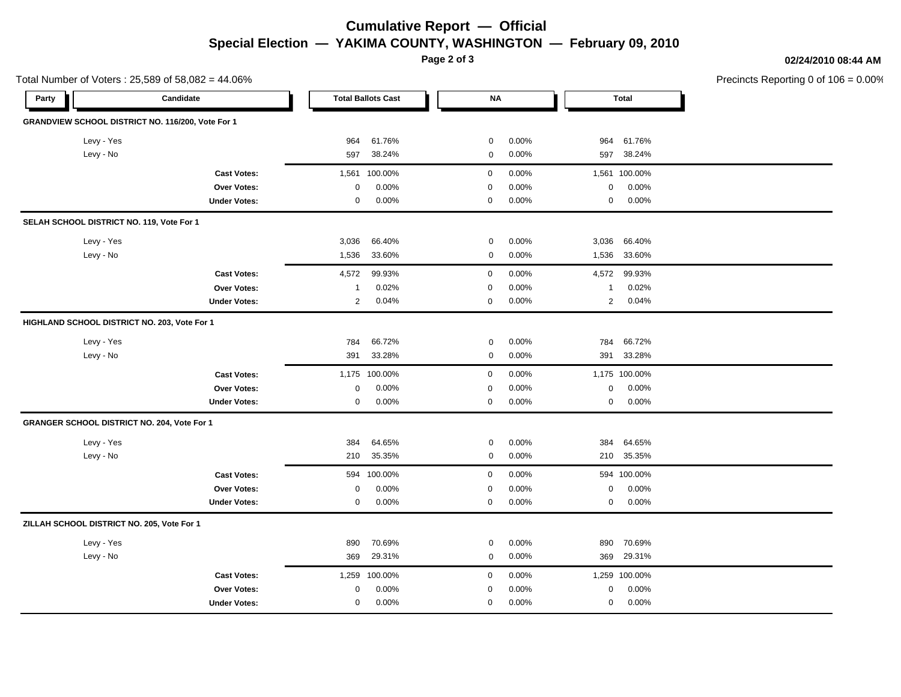# Cumulative Report — Official

## Special Election — YAKIMA COUNTY, WASHINGTON — February 09, 2010

02/24/2010 08:44 AM

Total Number of Voters : 25,589 of 58,082 = 44.06%

Precincts Reporting 0 of 106 = 0.00%

| Party | Candidate | Total Ballots Cast | | NA | | Total | |
|---|---|---|---|---|---|---|---|
| **GRANDVIEW SCHOOL DISTRICT NO. 116/200, Vote For 1** | | | | | | | |
| | Levy - Yes | 964 | 61.76% | 0 | 0.00% | 964 | 61.76% |
| | Levy - No | 597 | 38.24% | 0 | 0.00% | 597 | 38.24% |
| | **Cast Votes:** | 1,561 | 100.00% | 0 | 0.00% | 1,561 | 100.00% |
| | **Over Votes:** | 0 | 0.00% | 0 | 0.00% | 0 | 0.00% |
| | **Under Votes:** | 0 | 0.00% | 0 | 0.00% | 0 | 0.00% |
| **SELAH SCHOOL DISTRICT NO. 119, Vote For 1** | | | | | | | |
| | Levy - Yes | 3,036 | 66.40% | 0 | 0.00% | 3,036 | 66.40% |
| | Levy - No | 1,536 | 33.60% | 0 | 0.00% | 1,536 | 33.60% |
| | **Cast Votes:** | 4,572 | 99.93% | 0 | 0.00% | 4,572 | 99.93% |
| | **Over Votes:** | 1 | 0.02% | 0 | 0.00% | 1 | 0.02% |
| | **Under Votes:** | 2 | 0.04% | 0 | 0.00% | 2 | 0.04% |
| **HIGHLAND SCHOOL DISTRICT NO. 203, Vote For 1** | | | | | | | |
| | Levy - Yes | 784 | 66.72% | 0 | 0.00% | 784 | 66.72% |
| | Levy - No | 391 | 33.28% | 0 | 0.00% | 391 | 33.28% |
| | **Cast Votes:** | 1,175 | 100.00% | 0 | 0.00% | 1,175 | 100.00% |
| | **Over Votes:** | 0 | 0.00% | 0 | 0.00% | 0 | 0.00% |
| | **Under Votes:** | 0 | 0.00% | 0 | 0.00% | 0 | 0.00% |
| **GRANGER SCHOOL DISTRICT NO. 204, Vote For 1** | | | | | | | |
| | Levy - Yes | 384 | 64.65% | 0 | 0.00% | 384 | 64.65% |
| | Levy - No | 210 | 35.35% | 0 | 0.00% | 210 | 35.35% |
| | **Cast Votes:** | 594 | 100.00% | 0 | 0.00% | 594 | 100.00% |
| | **Over Votes:** | 0 | 0.00% | 0 | 0.00% | 0 | 0.00% |
| | **Under Votes:** | 0 | 0.00% | 0 | 0.00% | 0 | 0.00% |
| **ZILLAH SCHOOL DISTRICT NO. 205, Vote For 1** | | | | | | | |
| | Levy - Yes | 890 | 70.69% | 0 | 0.00% | 890 | 70.69% |
| | Levy - No | 369 | 29.31% | 0 | 0.00% | 369 | 29.31% |
| | **Cast Votes:** | 1,259 | 100.00% | 0 | 0.00% | 1,259 | 100.00% |
| | **Over Votes:** | 0 | 0.00% | 0 | 0.00% | 0 | 0.00% |
| | **Under Votes:** | 0 | 0.00% | 0 | 0.00% | 0 | 0.00% |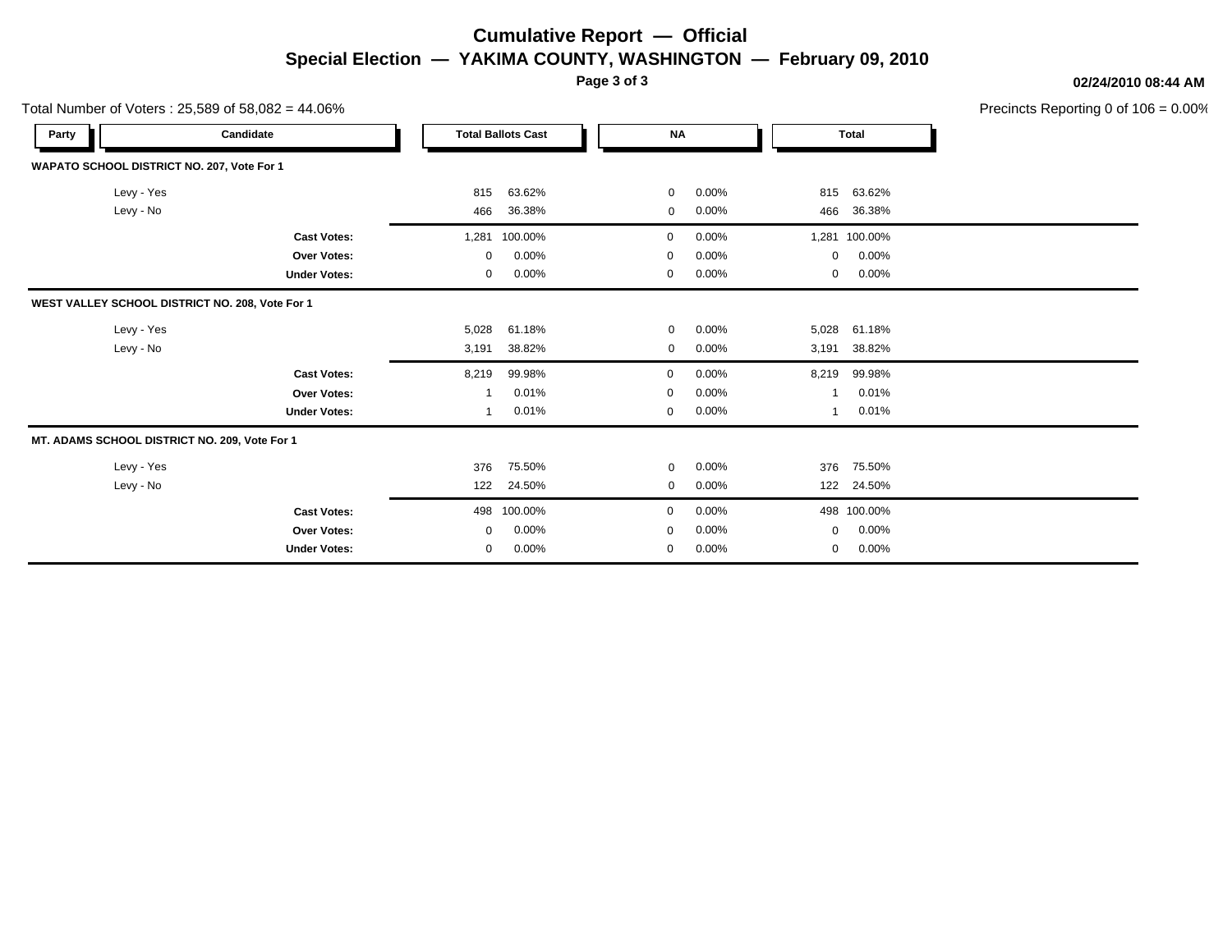# Cumulative Report — Official

## Special Election — YAKIMA COUNTY, WASHINGTON — February 09, 2010

02/24/2010 08:44 AM

Total Number of Voters : 25,589 of 58,082 = 44.06%

Precincts Reporting 0 of 106 = 0.00%

| Party | Candidate | Total Ballots Cast | | NA | | Total | |
|---|---|---|---|---|---|---|---|
| **WAPATO SCHOOL DISTRICT NO. 207, Vote For 1** | | | | | | | |
| | Levy - Yes | 815 | 63.62% | 0 | 0.00% | 815 | 63.62% |
| | Levy - No | 466 | 36.38% | 0 | 0.00% | 466 | 36.38% |
| | **Cast Votes:** | 1,281 | 100.00% | 0 | 0.00% | 1,281 | 100.00% |
| | **Over Votes:** | 0 | 0.00% | 0 | 0.00% | 0 | 0.00% |
| | **Under Votes:** | 0 | 0.00% | 0 | 0.00% | 0 | 0.00% |
| **WEST VALLEY SCHOOL DISTRICT NO. 208, Vote For 1** | | | | | | | |
| | Levy - Yes | 5,028 | 61.18% | 0 | 0.00% | 5,028 | 61.18% |
| | Levy - No | 3,191 | 38.82% | 0 | 0.00% | 3,191 | 38.82% |
| | **Cast Votes:** | 8,219 | 99.98% | 0 | 0.00% | 8,219 | 99.98% |
| | **Over Votes:** | 1 | 0.01% | 0 | 0.00% | 1 | 0.01% |
| | **Under Votes:** | 1 | 0.01% | 0 | 0.00% | 1 | 0.01% |
| **MT. ADAMS SCHOOL DISTRICT NO. 209, Vote For 1** | | | | | | | |
| | Levy - Yes | 376 | 75.50% | 0 | 0.00% | 376 | 75.50% |
| | Levy - No | 122 | 24.50% | 0 | 0.00% | 122 | 24.50% |
| | **Cast Votes:** | 498 | 100.00% | 0 | 0.00% | 498 | 100.00% |
| | **Over Votes:** | 0 | 0.00% | 0 | 0.00% | 0 | 0.00% |
| | **Under Votes:** | 0 | 0.00% | 0 | 0.00% | 0 | 0.00% |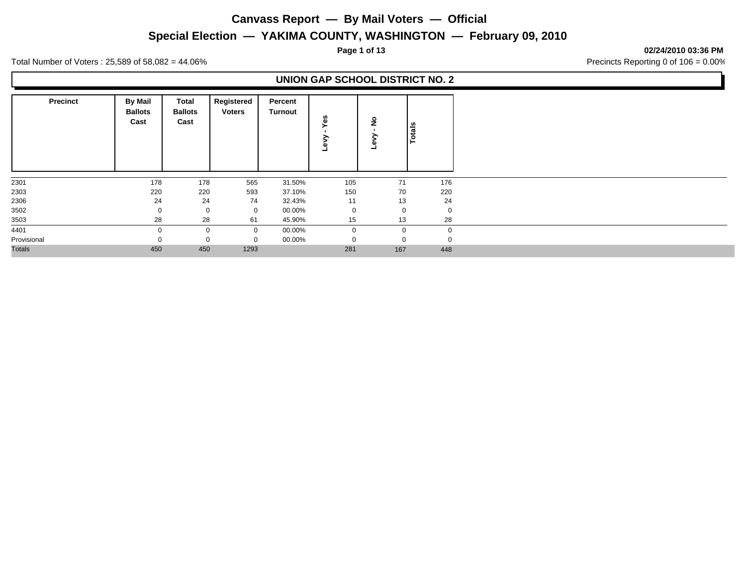# Canvass Report — By Mail Voters — Official

## Special Election — YAKIMA COUNTY, WASHINGTON — February 09, 2010

02/24/2010 03:36 PM

Total Number of Voters : 25,589 of 58,082 = 44.06%

Precincts Reporting 0 of 106 = 0.00%

### UNION GAP SCHOOL DISTRICT NO. 2

| Precinct | By Mail Ballots Cast | Total Ballots Cast | Registered Voters | Percent Turnout | Levy - Yes | Levy - No | Totals |
|---|---|---|---|---|---|---|---|
| 2301 | 178 | 178 | 565 | 31.50% | 105 | 71 | 176 |
| 2303 | 220 | 220 | 593 | 37.10% | 150 | 70 | 220 |
| 2306 | 24 | 24 | 74 | 32.43% | 11 | 13 | 24 |
| 3502 | 0 | 0 | 0 | 00.00% | 0 | 0 | 0 |
| 3503 | 28 | 28 | 61 | 45.90% | 15 | 13 | 28 |
| 4401 | 0 | 0 | 0 | 00.00% | 0 | 0 | 0 |
| Provisional | 0 | 0 | 0 | 00.00% | 0 | 0 | 0 |
| Totals | 450 | 450 | 1293 | | 281 | 167 | 448 |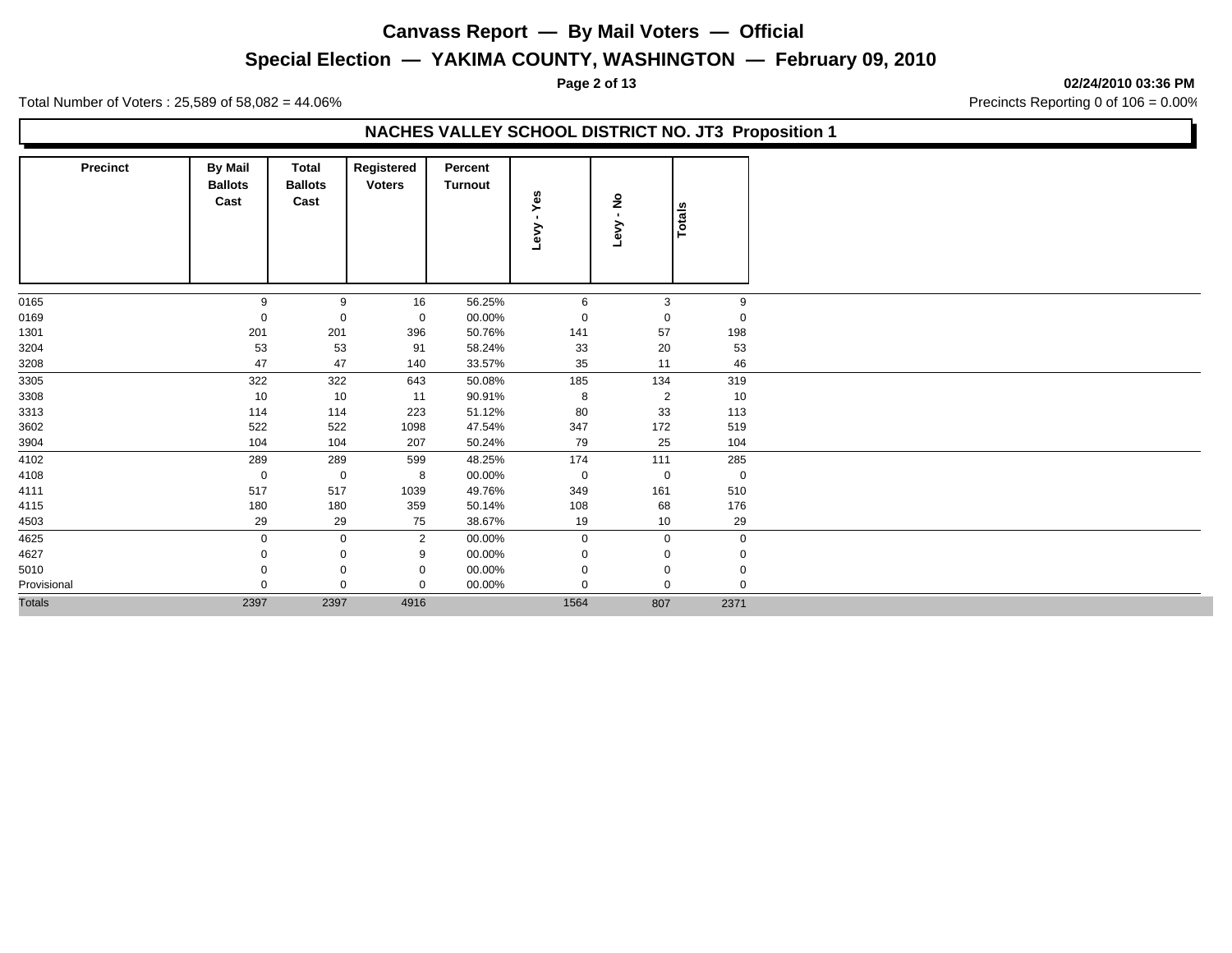# Canvass Report — By Mail Voters — Official

## Special Election — YAKIMA COUNTY, WASHINGTON — February 09, 2010

02/24/2010 03:36 PM

Total Number of Voters : 25,589 of 58,082 = 44.06%

Precincts Reporting 0 of 106 = 0.00%

### NACHES VALLEY SCHOOL DISTRICT NO. JT3 Proposition 1

| Precinct | By Mail Ballots Cast | Total Ballots Cast | Registered Voters | Percent Turnout | Levy - Yes | Levy - No | Totals |
|---|---|---|---|---|---|---|---|
| 0165 | 9 | 9 | 16 | 56.25% | 6 | 3 | 9 |
| 0169 | 0 | 0 | 0 | 00.00% | 0 | 0 | 0 |
| 1301 | 201 | 201 | 396 | 50.76% | 141 | 57 | 198 |
| 3204 | 53 | 53 | 91 | 58.24% | 33 | 20 | 53 |
| 3208 | 47 | 47 | 140 | 33.57% | 35 | 11 | 46 |
| 3305 | 322 | 322 | 643 | 50.08% | 185 | 134 | 319 |
| 3308 | 10 | 10 | 11 | 90.91% | 8 | 2 | 10 |
| 3313 | 114 | 114 | 223 | 51.12% | 80 | 33 | 113 |
| 3602 | 522 | 522 | 1098 | 47.54% | 347 | 172 | 519 |
| 3904 | 104 | 104 | 207 | 50.24% | 79 | 25 | 104 |
| 4102 | 289 | 289 | 599 | 48.25% | 174 | 111 | 285 |
| 4108 | 0 | 0 | 8 | 00.00% | 0 | 0 | 0 |
| 4111 | 517 | 517 | 1039 | 49.76% | 349 | 161 | 510 |
| 4115 | 180 | 180 | 359 | 50.14% | 108 | 68 | 176 |
| 4503 | 29 | 29 | 75 | 38.67% | 19 | 10 | 29 |
| 4625 | 0 | 0 | 2 | 00.00% | 0 | 0 | 0 |
| 4627 | 0 | 0 | 9 | 00.00% | 0 | 0 | 0 |
| 5010 | 0 | 0 | 0 | 00.00% | 0 | 0 | 0 |
| Provisional | 0 | 0 | 0 | 00.00% | 0 | 0 | 0 |
| Totals | 2397 | 2397 | 4916 | | 1564 | 807 | 2371 |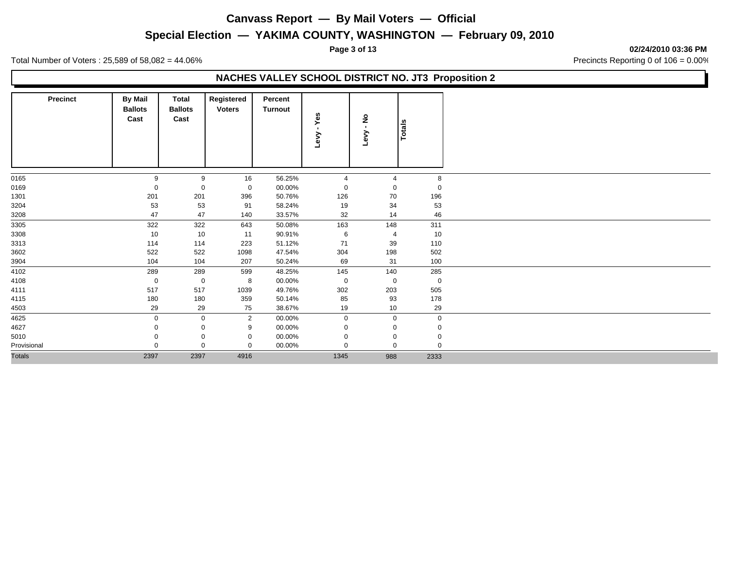# Canvass Report — By Mail Voters — Official

## Special Election — YAKIMA COUNTY, WASHINGTON — February 09, 2010

Total Number of Voters : 25,589 of 58,082 = 44.06%

Precincts Reporting 0 of 106 = 0.00%

### NACHES VALLEY SCHOOL DISTRICT NO. JT3 Proposition 2

| Precinct | By Mail Ballots Cast | Total Ballots Cast | Registered Voters | Percent Turnout | Levy - Yes | Levy - No | Totals |
|---|---|---|---|---|---|---|---|
| 0165 | 9 | 9 | 16 | 56.25% | 4 | 4 | 8 |
| 0169 | 0 | 0 | 0 | 00.00% | 0 | 0 | 0 |
| 1301 | 201 | 201 | 396 | 50.76% | 126 | 70 | 196 |
| 3204 | 53 | 53 | 91 | 58.24% | 19 | 34 | 53 |
| 3208 | 47 | 47 | 140 | 33.57% | 32 | 14 | 46 |
| 3305 | 322 | 322 | 643 | 50.08% | 163 | 148 | 311 |
| 3308 | 10 | 10 | 11 | 90.91% | 6 | 4 | 10 |
| 3313 | 114 | 114 | 223 | 51.12% | 71 | 39 | 110 |
| 3602 | 522 | 522 | 1098 | 47.54% | 304 | 198 | 502 |
| 3904 | 104 | 104 | 207 | 50.24% | 69 | 31 | 100 |
| 4102 | 289 | 289 | 599 | 48.25% | 145 | 140 | 285 |
| 4108 | 0 | 0 | 8 | 00.00% | 0 | 0 | 0 |
| 4111 | 517 | 517 | 1039 | 49.76% | 302 | 203 | 505 |
| 4115 | 180 | 180 | 359 | 50.14% | 85 | 93 | 178 |
| 4503 | 29 | 29 | 75 | 38.67% | 19 | 10 | 29 |
| 4625 | 0 | 0 | 2 | 00.00% | 0 | 0 | 0 |
| 4627 | 0 | 0 | 9 | 00.00% | 0 | 0 | 0 |
| 5010 | 0 | 0 | 0 | 00.00% | 0 | 0 | 0 |
| Provisional | 0 | 0 | 0 | 00.00% | 0 | 0 | 0 |
| Totals | 2397 | 2397 | 4916 | | 1345 | 988 | 2333 |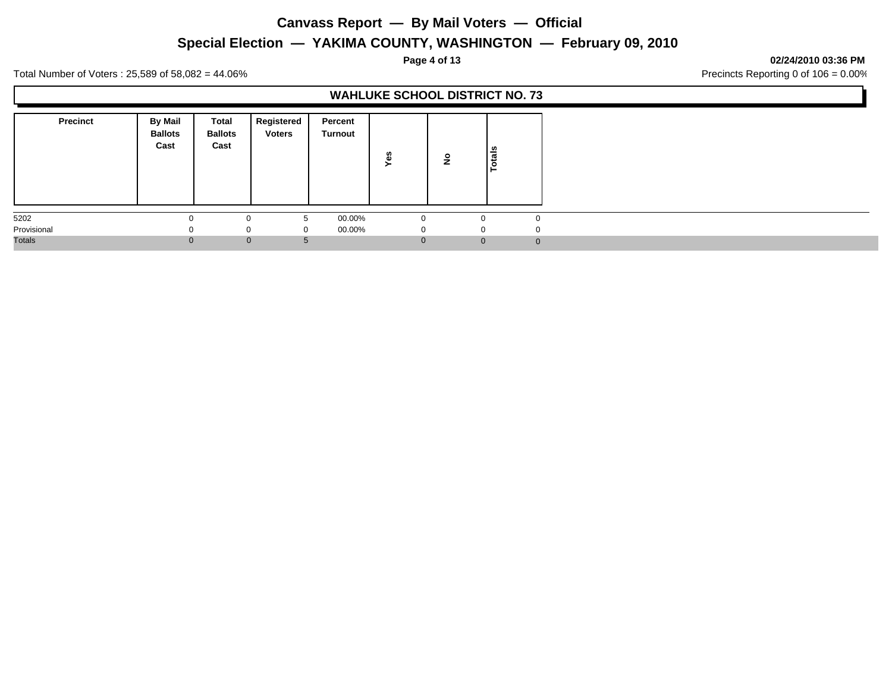# Canvass Report — By Mail Voters — Official

## Special Election — YAKIMA COUNTY, WASHINGTON — February 09, 2010

02/24/2010 03:36 PM

Total Number of Voters : 25,589 of 58,082 = 44.06%

Precincts Reporting 0 of 106 = 0.00%

### WAHLUKE SCHOOL DISTRICT NO. 73

| Precinct | By Mail Ballots Cast | Total Ballots Cast | Registered Voters | Percent Turnout | Yes | No | Totals |
|---|---|---|---|---|---|---|---|
| 5202 | 0 | 0 | 5 | 00.00% | 0 | 0 | 0 |
| Provisional | 0 | 0 | 0 | 00.00% | 0 | 0 | 0 |
| Totals | 0 | 0 | 5 | | 0 | 0 | 0 |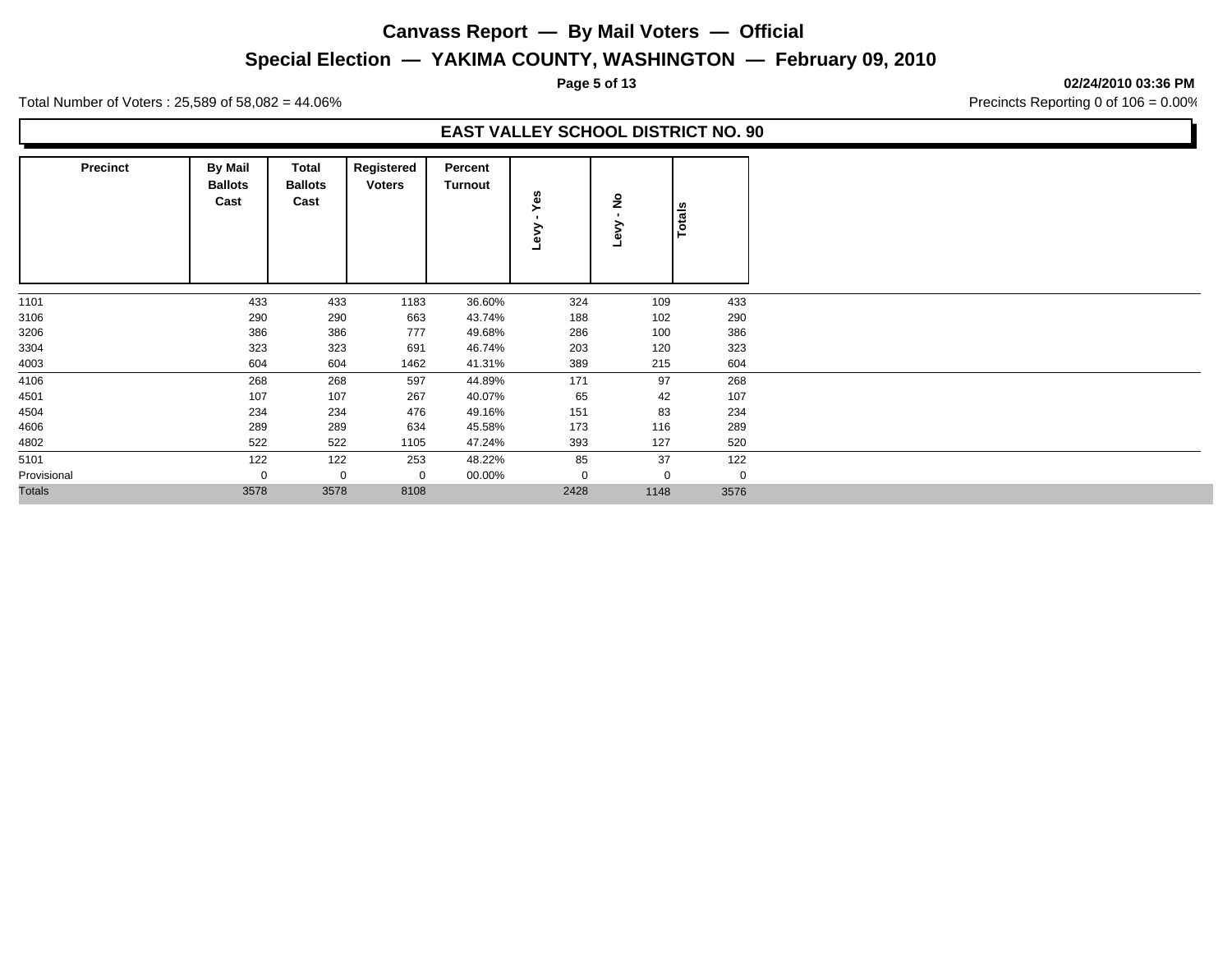# Canvass Report — By Mail Voters — Official

## Special Election — YAKIMA COUNTY, WASHINGTON — February 09, 2010

**02/24/2010 03:36 PM**

Total Number of Voters : 25,589 of 58,082 = 44.06%

Precincts Reporting 0 of 106 = 0.00%

### EAST VALLEY SCHOOL DISTRICT NO. 90

| Precinct | By Mail Ballots Cast | Total Ballots Cast | Registered Voters | Percent Turnout | Levy - Yes | Levy - No | Totals |
|---|---|---|---|---|---|---|---|
| 1101 | 433 | 433 | 1183 | 36.60% | 324 | 109 | 433 |
| 3106 | 290 | 290 | 663 | 43.74% | 188 | 102 | 290 |
| 3206 | 386 | 386 | 777 | 49.68% | 286 | 100 | 386 |
| 3304 | 323 | 323 | 691 | 46.74% | 203 | 120 | 323 |
| 4003 | 604 | 604 | 1462 | 41.31% | 389 | 215 | 604 |
| 4106 | 268 | 268 | 597 | 44.89% | 171 | 97 | 268 |
| 4501 | 107 | 107 | 267 | 40.07% | 65 | 42 | 107 |
| 4504 | 234 | 234 | 476 | 49.16% | 151 | 83 | 234 |
| 4606 | 289 | 289 | 634 | 45.58% | 173 | 116 | 289 |
| 4802 | 522 | 522 | 1105 | 47.24% | 393 | 127 | 520 |
| 5101 | 122 | 122 | 253 | 48.22% | 85 | 37 | 122 |
| Provisional | 0 | 0 | 0 | 00.00% | 0 | 0 | 0 |
| Totals | 3578 | 3578 | 8108 | | 2428 | 1148 | 3576 |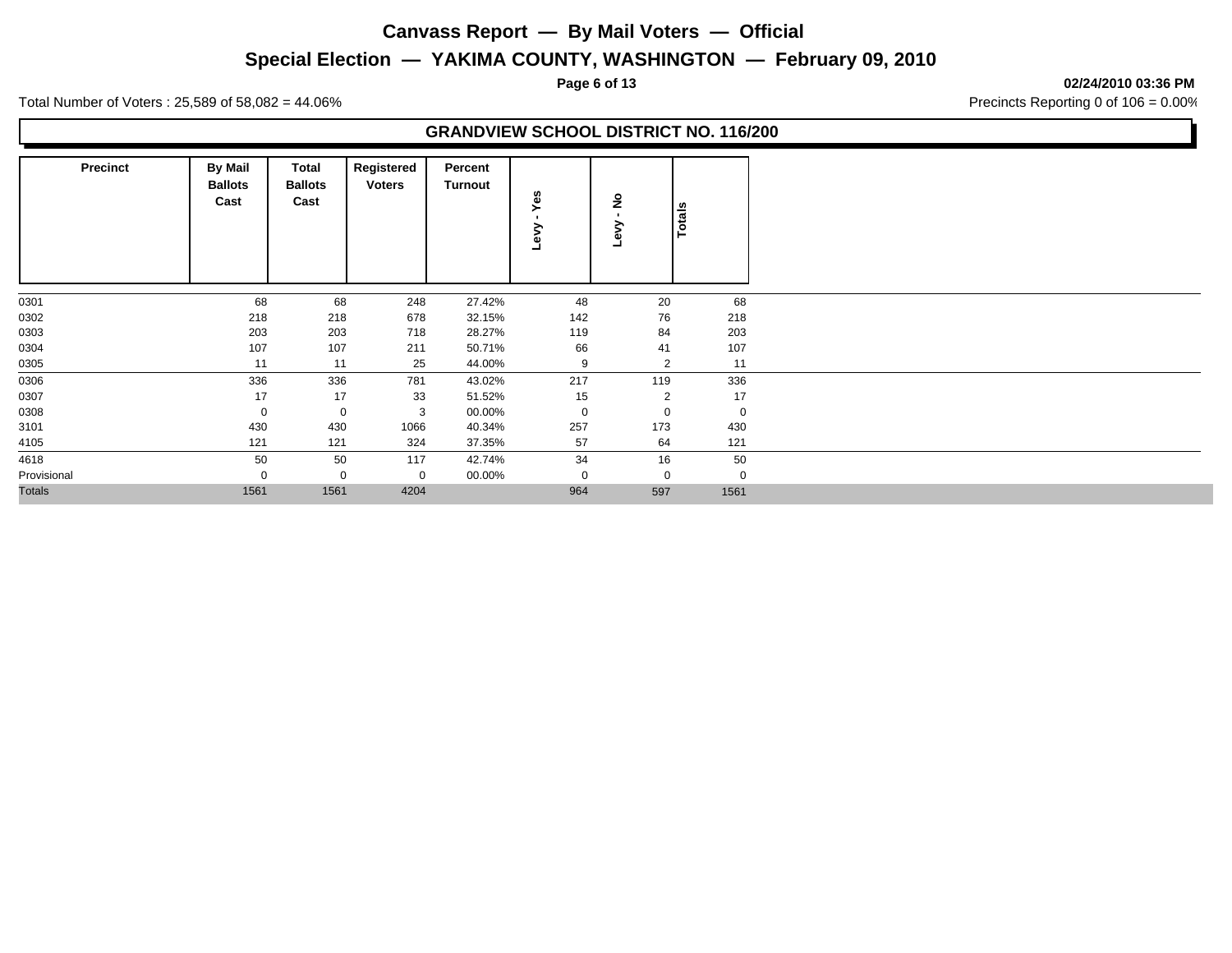# Canvass Report — By Mail Voters — Official

## Special Election — YAKIMA COUNTY, WASHINGTON — February 09, 2010

**02/24/2010 03:36 PM**

Total Number of Voters : 25,589 of 58,082 = 44.06%

Precincts Reporting 0 of 106 = 0.00%

### GRANDVIEW SCHOOL DISTRICT NO. 116/200

| Precinct | By Mail Ballots Cast | Total Ballots Cast | Registered Voters | Percent Turnout | Levy - Yes | Levy - No | Totals |
|---|---|---|---|---|---|---|---|
| 0301 | 68 | 68 | 248 | 27.42% | 48 | 20 | 68 |
| 0302 | 218 | 218 | 678 | 32.15% | 142 | 76 | 218 |
| 0303 | 203 | 203 | 718 | 28.27% | 119 | 84 | 203 |
| 0304 | 107 | 107 | 211 | 50.71% | 66 | 41 | 107 |
| 0305 | 11 | 11 | 25 | 44.00% | 9 | 2 | 11 |
| 0306 | 336 | 336 | 781 | 43.02% | 217 | 119 | 336 |
| 0307 | 17 | 17 | 33 | 51.52% | 15 | 2 | 17 |
| 0308 | 0 | 0 | 3 | 00.00% | 0 | 0 | 0 |
| 3101 | 430 | 430 | 1066 | 40.34% | 257 | 173 | 430 |
| 4105 | 121 | 121 | 324 | 37.35% | 57 | 64 | 121 |
| 4618 | 50 | 50 | 117 | 42.74% | 34 | 16 | 50 |
| Provisional | 0 | 0 | 0 | 00.00% | 0 | 0 | 0 |
| Totals | 1561 | 1561 | 4204 | | 964 | 597 | 1561 |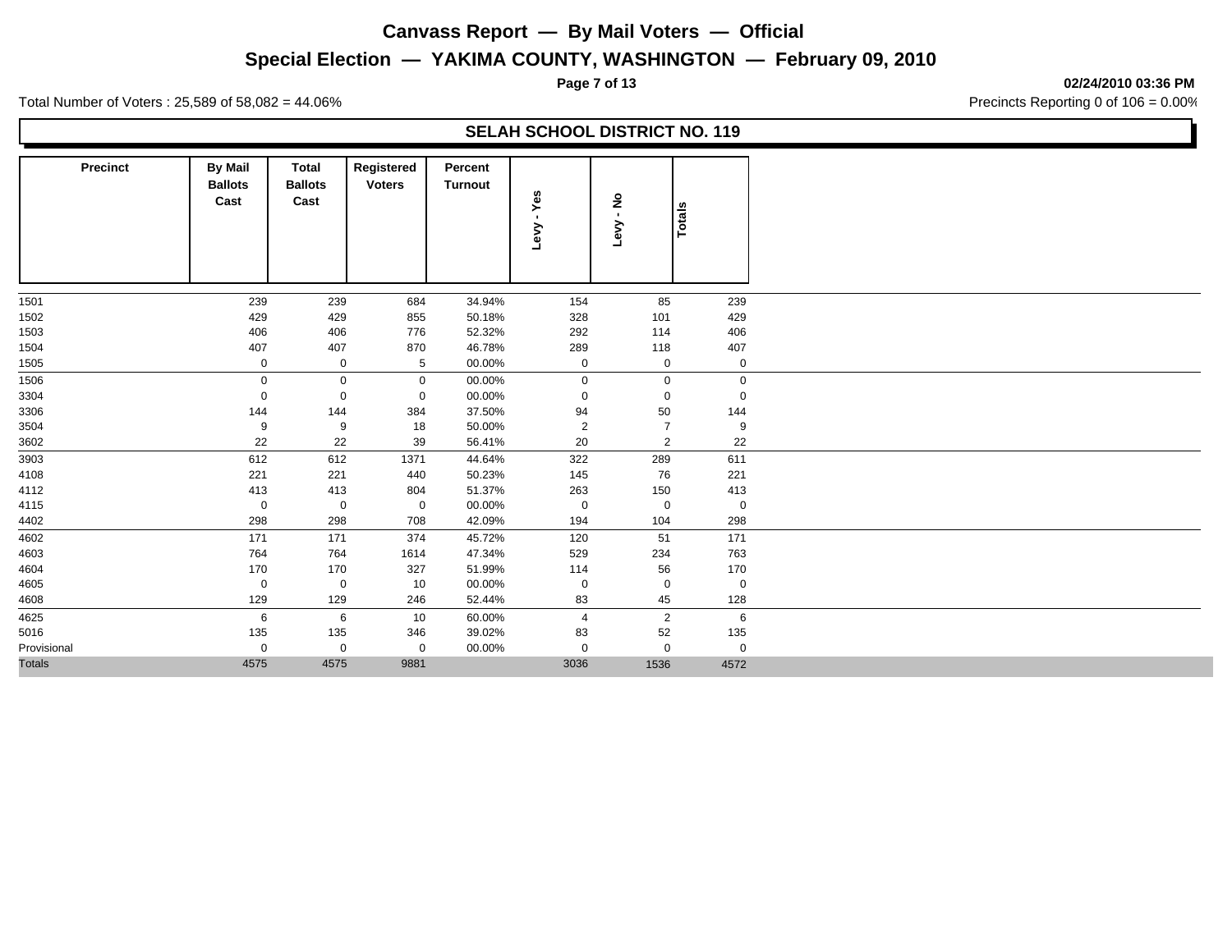# Canvass Report — By Mail Voters — Official

## Special Election — YAKIMA COUNTY, WASHINGTON — February 09, 2010

**02/24/2010 03:36 PM**

Total Number of Voters : 25,589 of 58,082 = 44.06%

Precincts Reporting 0 of 106 = 0.00%

### SELAH SCHOOL DISTRICT NO. 119

| Precinct | By Mail Ballots Cast | Total Ballots Cast | Registered Voters | Percent Turnout | Levy - Yes | Levy - No | Totals |
|---|---|---|---|---|---|---|---|
| 1501 | 239 | 239 | 684 | 34.94% | 154 | 85 | 239 |
| 1502 | 429 | 429 | 855 | 50.18% | 328 | 101 | 429 |
| 1503 | 406 | 406 | 776 | 52.32% | 292 | 114 | 406 |
| 1504 | 407 | 407 | 870 | 46.78% | 289 | 118 | 407 |
| 1505 | 0 | 0 | 5 | 00.00% | 0 | 0 | 0 |
| 1506 | 0 | 0 | 0 | 00.00% | 0 | 0 | 0 |
| 3304 | 0 | 0 | 0 | 00.00% | 0 | 0 | 0 |
| 3306 | 144 | 144 | 384 | 37.50% | 94 | 50 | 144 |
| 3504 | 9 | 9 | 18 | 50.00% | 2 | 7 | 9 |
| 3602 | 22 | 22 | 39 | 56.41% | 20 | 2 | 22 |
| 3903 | 612 | 612 | 1371 | 44.64% | 322 | 289 | 611 |
| 4108 | 221 | 221 | 440 | 50.23% | 145 | 76 | 221 |
| 4112 | 413 | 413 | 804 | 51.37% | 263 | 150 | 413 |
| 4115 | 0 | 0 | 0 | 00.00% | 0 | 0 | 0 |
| 4402 | 298 | 298 | 708 | 42.09% | 194 | 104 | 298 |
| 4602 | 171 | 171 | 374 | 45.72% | 120 | 51 | 171 |
| 4603 | 764 | 764 | 1614 | 47.34% | 529 | 234 | 763 |
| 4604 | 170 | 170 | 327 | 51.99% | 114 | 56 | 170 |
| 4605 | 0 | 0 | 10 | 00.00% | 0 | 0 | 0 |
| 4608 | 129 | 129 | 246 | 52.44% | 83 | 45 | 128 |
| 4625 | 6 | 6 | 10 | 60.00% | 4 | 2 | 6 |
| 5016 | 135 | 135 | 346 | 39.02% | 83 | 52 | 135 |
| Provisional | 0 | 0 | 0 | 00.00% | 0 | 0 | 0 |
| Totals | 4575 | 4575 | 9881 | | 3036 | 1536 | 4572 |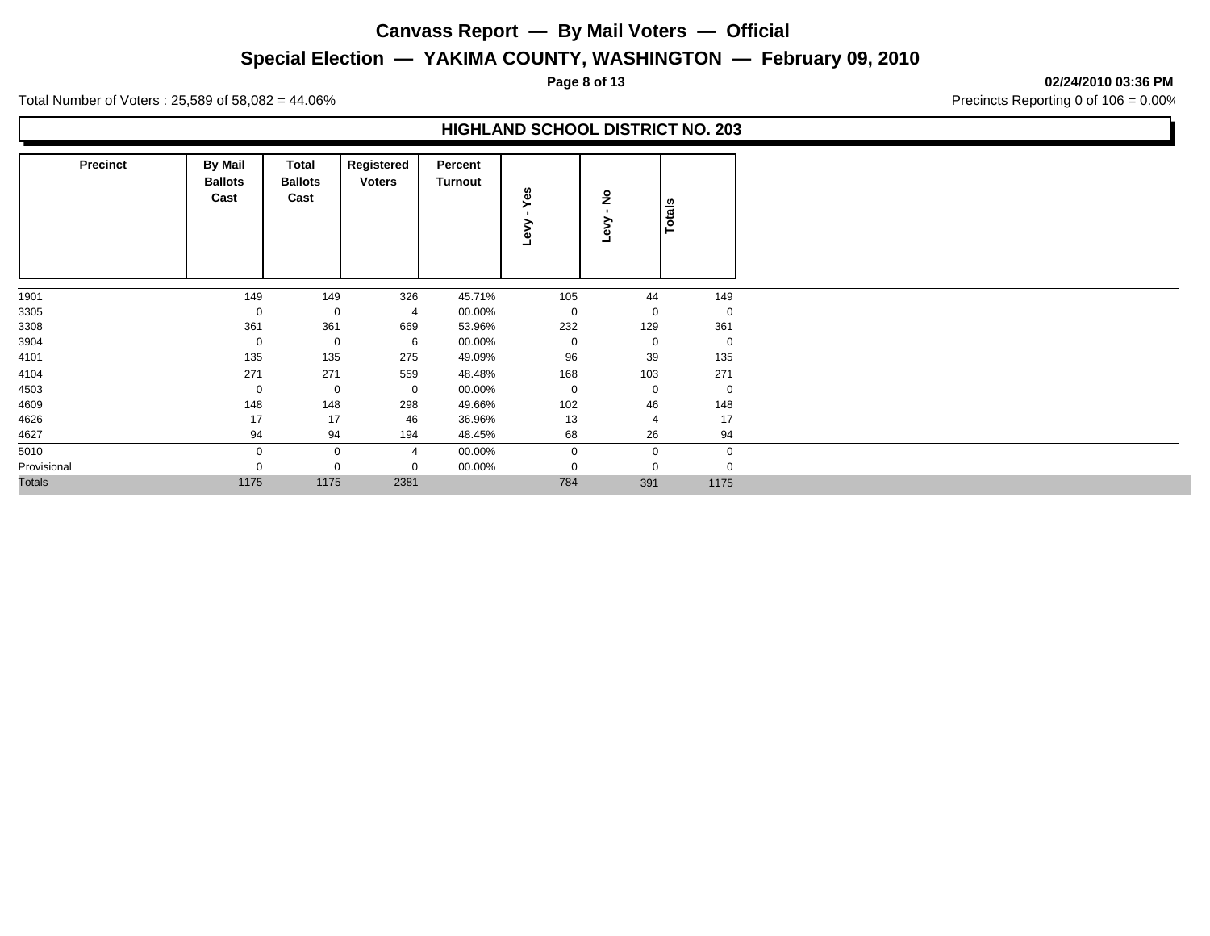# Canvass Report — By Mail Voters — Official

## Special Election — YAKIMA COUNTY, WASHINGTON — February 09, 2010

02/24/2010 03:36 PM

Total Number of Voters : 25,589 of 58,082 = 44.06%

Precincts Reporting 0 of 106 = 0.00%

### HIGHLAND SCHOOL DISTRICT NO. 203

| Precinct | By Mail Ballots Cast | Total Ballots Cast | Registered Voters | Percent Turnout | Levy - Yes | Levy - No | Totals |
|---|---|---|---|---|---|---|---|
| 1901 | 149 | 149 | 326 | 45.71% | 105 | 44 | 149 |
| 3305 | 0 | 0 | 4 | 00.00% | 0 | 0 | 0 |
| 3308 | 361 | 361 | 669 | 53.96% | 232 | 129 | 361 |
| 3904 | 0 | 0 | 6 | 00.00% | 0 | 0 | 0 |
| 4101 | 135 | 135 | 275 | 49.09% | 96 | 39 | 135 |
| 4104 | 271 | 271 | 559 | 48.48% | 168 | 103 | 271 |
| 4503 | 0 | 0 | 0 | 00.00% | 0 | 0 | 0 |
| 4609 | 148 | 148 | 298 | 49.66% | 102 | 46 | 148 |
| 4626 | 17 | 17 | 46 | 36.96% | 13 | 4 | 17 |
| 4627 | 94 | 94 | 194 | 48.45% | 68 | 26 | 94 |
| 5010 | 0 | 0 | 4 | 00.00% | 0 | 0 | 0 |
| Provisional | 0 | 0 | 0 | 00.00% | 0 | 0 | 0 |
| Totals | 1175 | 1175 | 2381 | | 784 | 391 | 1175 |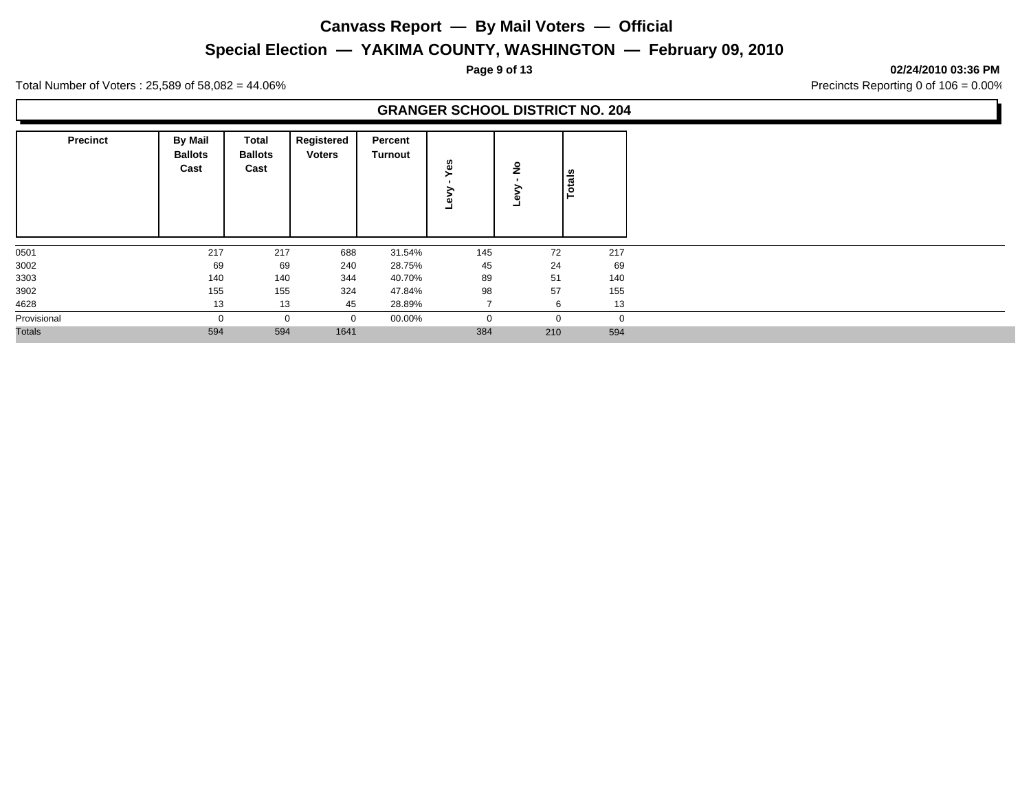# Canvass Report — By Mail Voters — Official

## Special Election — YAKIMA COUNTY, WASHINGTON — February 09, 2010

02/24/2010 03:36 PM

Total Number of Voters : 25,589 of 58,082 = 44.06%

Precincts Reporting 0 of 106 = 0.00%

### GRANGER SCHOOL DISTRICT NO. 204

| Precinct | By Mail Ballots Cast | Total Ballots Cast | Registered Voters | Percent Turnout | Levy - Yes | Levy - No | Totals |
|---|---|---|---|---|---|---|---|
| 0501 | 217 | 217 | 688 | 31.54% | 145 | 72 | 217 |
| 3002 | 69 | 69 | 240 | 28.75% | 45 | 24 | 69 |
| 3303 | 140 | 140 | 344 | 40.70% | 89 | 51 | 140 |
| 3902 | 155 | 155 | 324 | 47.84% | 98 | 57 | 155 |
| 4628 | 13 | 13 | 45 | 28.89% | 7 | 6 | 13 |
| Provisional | 0 | 0 | 0 | 00.00% | 0 | 0 | 0 |
| Totals | 594 | 594 | 1641 | | 384 | 210 | 594 |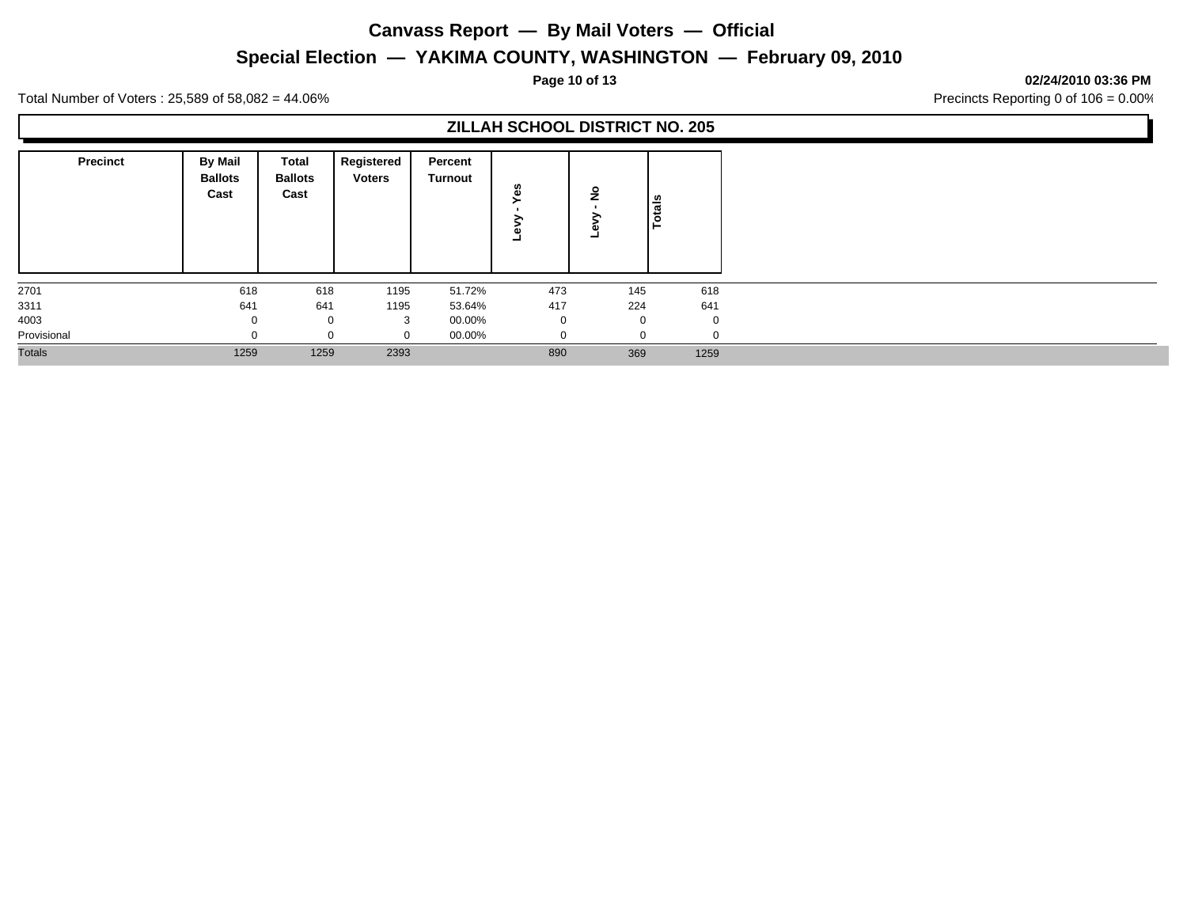# Canvass Report — By Mail Voters — Official

## Special Election — YAKIMA COUNTY, WASHINGTON — February 09, 2010

**02/24/2010 03:36 PM**

Total Number of Voters : 25,589 of 58,082 = 44.06%

Precincts Reporting 0 of 106 = 0.00%

### ZILLAH SCHOOL DISTRICT NO. 205

| Precinct | By Mail Ballots Cast | Total Ballots Cast | Registered Voters | Percent Turnout | Levy - Yes | Levy - No | Totals |
|---|---|---|---|---|---|---|---|
| 2701 | 618 | 618 | 1195 | 51.72% | 473 | 145 | 618 |
| 3311 | 641 | 641 | 1195 | 53.64% | 417 | 224 | 641 |
| 4003 | 0 | 0 | 3 | 00.00% | 0 | 0 | 0 |
| Provisional | 0 | 0 | 0 | 00.00% | 0 | 0 | 0 |
| Totals | 1259 | 1259 | 2393 | | 890 | 369 | 1259 |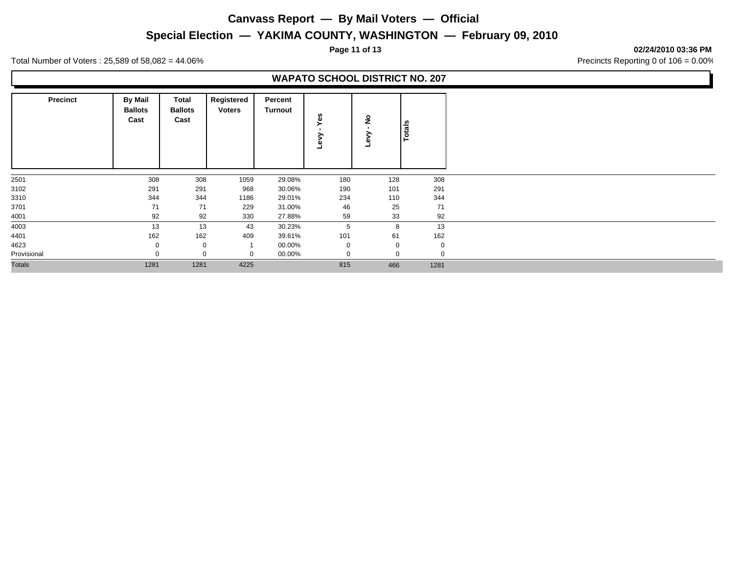# Canvass Report — By Mail Voters — Official

## Special Election — YAKIMA COUNTY, WASHINGTON — February 09, 2010

**02/24/2010 03:36 PM**

Total Number of Voters : 25,589 of 58,082 = 44.06%

Precincts Reporting 0 of 106 = 0.00%

### WAPATO SCHOOL DISTRICT NO. 207

| Precinct | By Mail Ballots Cast | Total Ballots Cast | Registered Voters | Percent Turnout | Levy - Yes | Levy - No | Totals |
|---|---|---|---|---|---|---|---|
| 2501 | 308 | 308 | 1059 | 29.08% | 180 | 128 | 308 |
| 3102 | 291 | 291 | 968 | 30.06% | 190 | 101 | 291 |
| 3310 | 344 | 344 | 1186 | 29.01% | 234 | 110 | 344 |
| 3701 | 71 | 71 | 229 | 31.00% | 46 | 25 | 71 |
| 4001 | 92 | 92 | 330 | 27.88% | 59 | 33 | 92 |
| 4003 | 13 | 13 | 43 | 30.23% | 5 | 8 | 13 |
| 4401 | 162 | 162 | 409 | 39.61% | 101 | 61 | 162 |
| 4623 | 0 | 0 | 1 | 00.00% | 0 | 0 | 0 |
| Provisional | 0 | 0 | 0 | 00.00% | 0 | 0 | 0 |
| Totals | 1281 | 1281 | 4225 | | 815 | 466 | 1281 |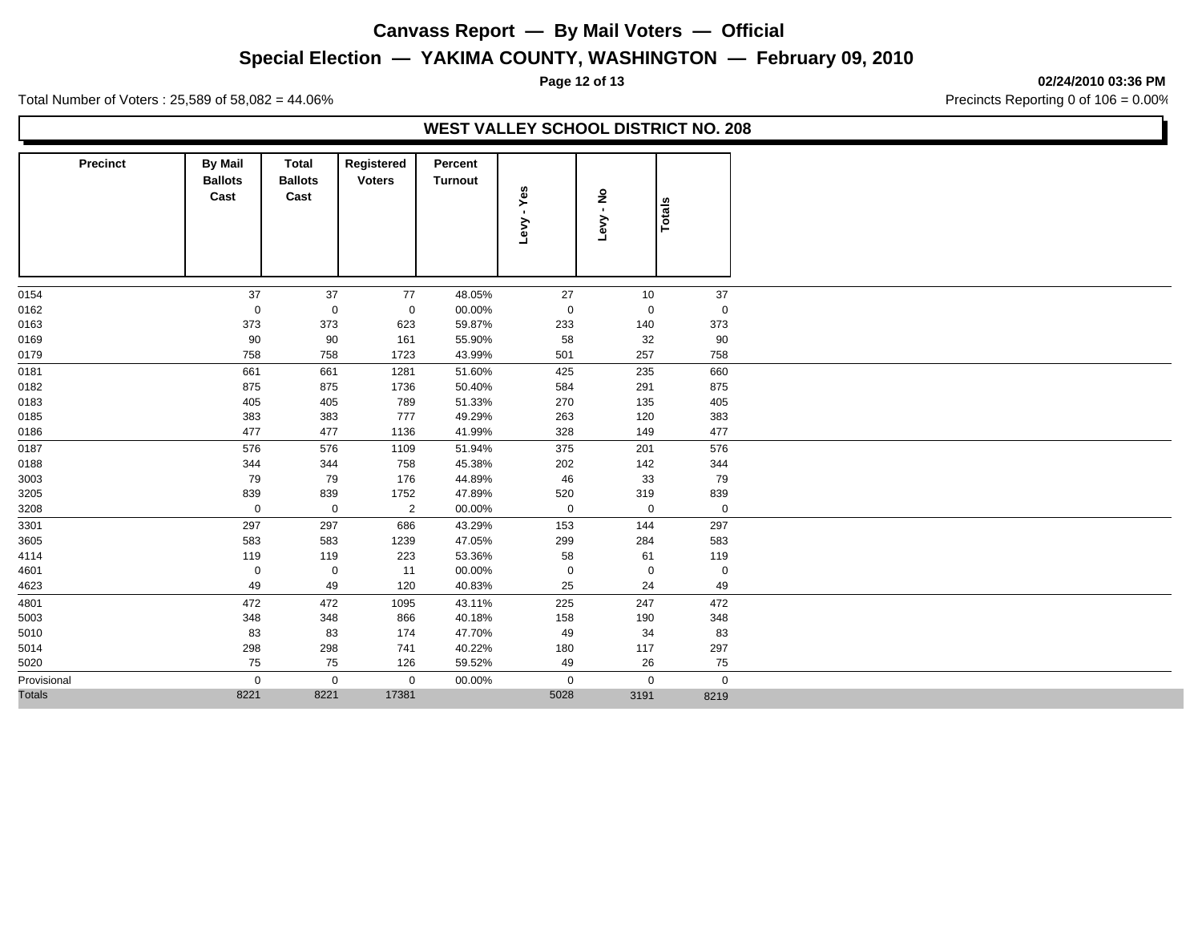# Canvass Report — By Mail Voters — Official

## Special Election — YAKIMA COUNTY, WASHINGTON — February 09, 2010

02/24/2010 03:36 PM

Total Number of Voters : 25,589 of 58,082 = 44.06%

Precincts Reporting 0 of 106 = 0.00%

### WEST VALLEY SCHOOL DISTRICT NO. 208

| Precinct | By Mail Ballots Cast | Total Ballots Cast | Registered Voters | Percent Turnout | Levy - Yes | Levy - No | Totals |
|---|---|---|---|---|---|---|---|
| 0154 | 37 | 37 | 77 | 48.05% | 27 | 10 | 37 |
| 0162 | 0 | 0 | 0 | 00.00% | 0 | 0 | 0 |
| 0163 | 373 | 373 | 623 | 59.87% | 233 | 140 | 373 |
| 0169 | 90 | 90 | 161 | 55.90% | 58 | 32 | 90 |
| 0179 | 758 | 758 | 1723 | 43.99% | 501 | 257 | 758 |
| 0181 | 661 | 661 | 1281 | 51.60% | 425 | 235 | 660 |
| 0182 | 875 | 875 | 1736 | 50.40% | 584 | 291 | 875 |
| 0183 | 405 | 405 | 789 | 51.33% | 270 | 135 | 405 |
| 0185 | 383 | 383 | 777 | 49.29% | 263 | 120 | 383 |
| 0186 | 477 | 477 | 1136 | 41.99% | 328 | 149 | 477 |
| 0187 | 576 | 576 | 1109 | 51.94% | 375 | 201 | 576 |
| 0188 | 344 | 344 | 758 | 45.38% | 202 | 142 | 344 |
| 3003 | 79 | 79 | 176 | 44.89% | 46 | 33 | 79 |
| 3205 | 839 | 839 | 1752 | 47.89% | 520 | 319 | 839 |
| 3208 | 0 | 0 | 2 | 00.00% | 0 | 0 | 0 |
| 3301 | 297 | 297 | 686 | 43.29% | 153 | 144 | 297 |
| 3605 | 583 | 583 | 1239 | 47.05% | 299 | 284 | 583 |
| 4114 | 119 | 119 | 223 | 53.36% | 58 | 61 | 119 |
| 4601 | 0 | 0 | 11 | 00.00% | 0 | 0 | 0 |
| 4623 | 49 | 49 | 120 | 40.83% | 25 | 24 | 49 |
| 4801 | 472 | 472 | 1095 | 43.11% | 225 | 247 | 472 |
| 5003 | 348 | 348 | 866 | 40.18% | 158 | 190 | 348 |
| 5010 | 83 | 83 | 174 | 47.70% | 49 | 34 | 83 |
| 5014 | 298 | 298 | 741 | 40.22% | 180 | 117 | 297 |
| 5020 | 75 | 75 | 126 | 59.52% | 49 | 26 | 75 |
| Provisional | 0 | 0 | 0 | 00.00% | 0 | 0 | 0 |
| Totals | 8221 | 8221 | 17381 | | 5028 | 3191 | 8219 |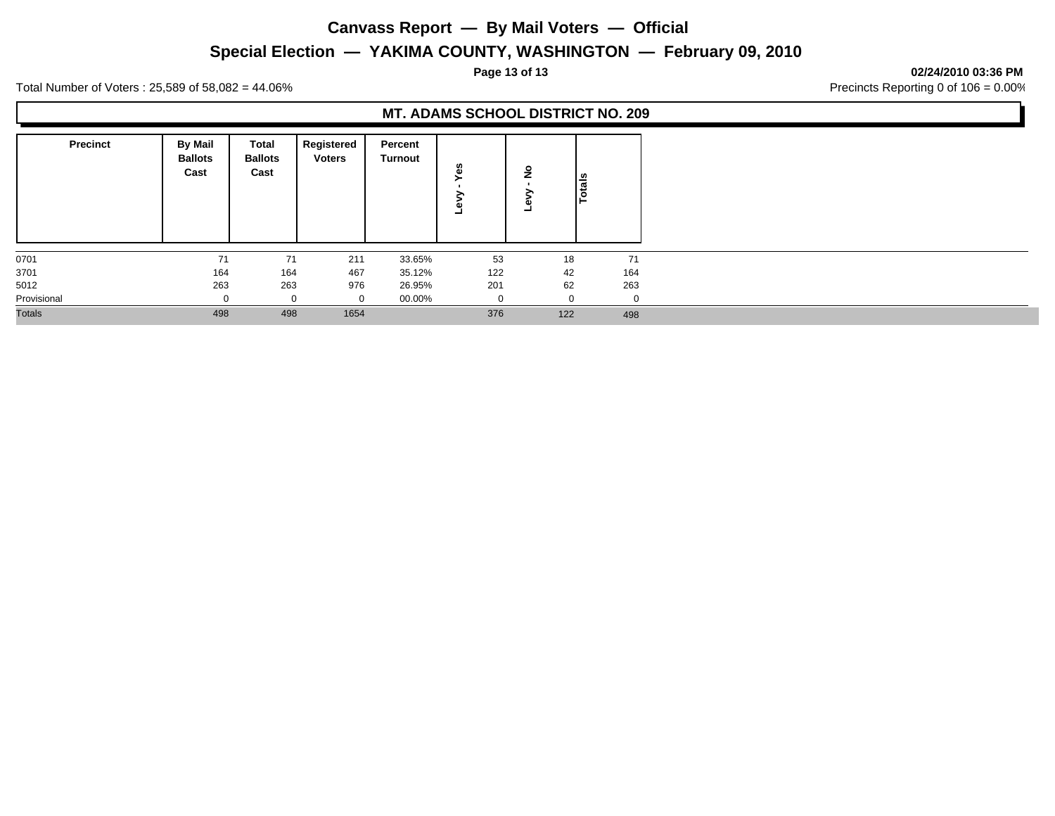# Canvass Report — By Mail Voters — Official

## Special Election — YAKIMA COUNTY, WASHINGTON — February 09, 2010

**02/24/2010 03:36 PM**

Total Number of Voters : 25,589 of 58,082 = 44.06%

Precincts Reporting 0 of 106 = 0.00%

### MT. ADAMS SCHOOL DISTRICT NO. 209

| Precinct | By Mail Ballots Cast | Total Ballots Cast | Registered Voters | Percent Turnout | Levy - Yes | Levy - No | Totals |
|---|---|---|---|---|---|---|---|
| 0701 | 71 | 71 | 211 | 33.65% | 53 | 18 | 71 |
| 3701 | 164 | 164 | 467 | 35.12% | 122 | 42 | 164 |
| 5012 | 263 | 263 | 976 | 26.95% | 201 | 62 | 263 |
| Provisional | 0 | 0 | 0 | 00.00% | 0 | 0 | 0 |
| Totals | 498 | 498 | 1654 | | 376 | 122 | 498 |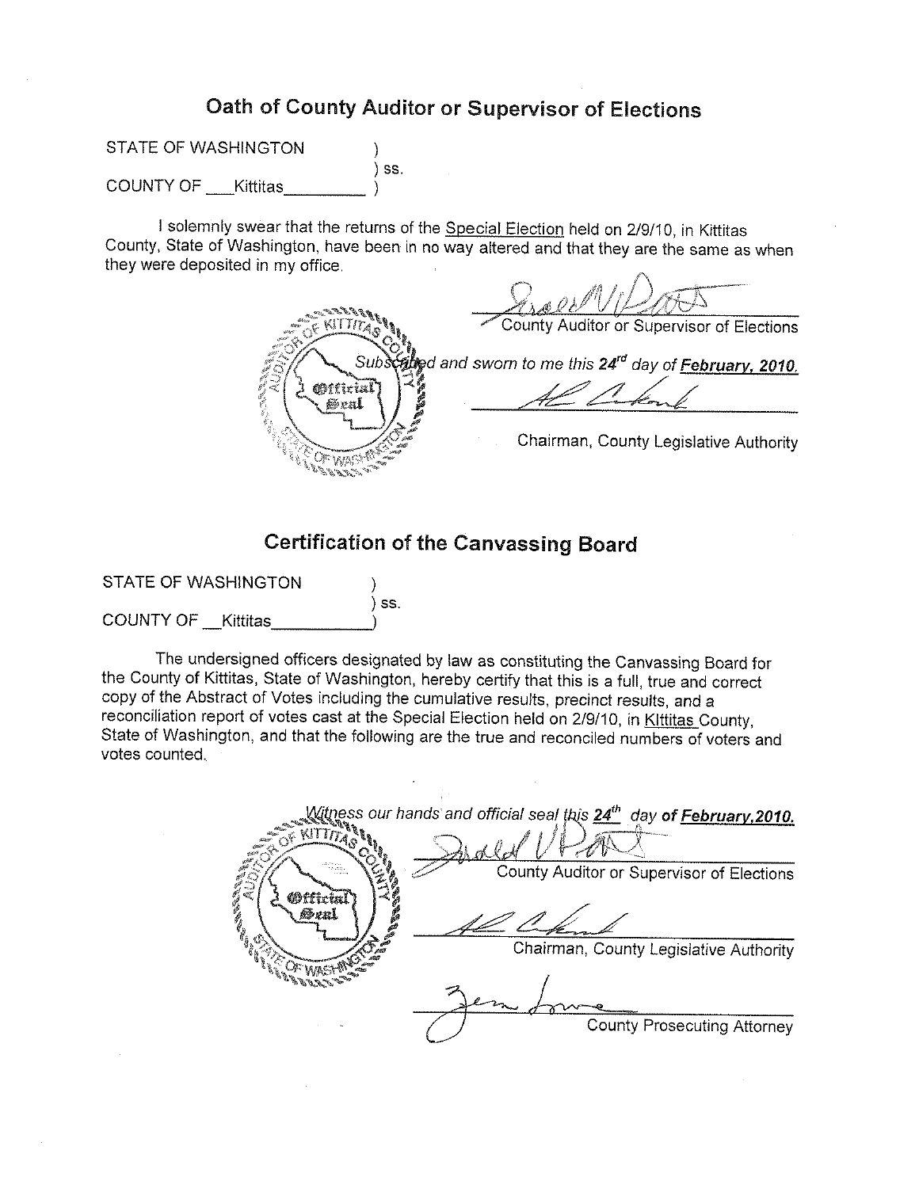## Oath of County Auditor or Supervisor of Elections

STATE OF WASHINGTON )
) ss.
COUNTY OF Kittitas )

I solemnly swear that the returns of the Special Election held on 2/9/10, in Kittitas County, State of Washington, have been in no way altered and that they are the same as when they were deposited in my office.

County Auditor or Supervisor of Elections

*Subscribed and sworn to me this 24rd day of **February, 2010.***

Chairman, County Legislative Authority

## Certification of the Canvassing Board

STATE OF WASHINGTON )
) ss.
COUNTY OF Kittitas )

The undersigned officers designated by law as constituting the Canvassing Board for the County of Kittitas, State of Washington, hereby certify that this is a full, true and correct copy of the Abstract of Votes including the cumulative results, precinct results, and a reconciliation report of votes cast at the Special Election held on 2/9/10, in Kittitas County, State of Washington, and that the following are the true and reconciled numbers of voters and votes counted.

*Witness our hands and official seal this **24th** day **of February, 2010.***

County Auditor or Supervisor of Elections

Chairman, County Legislative Authority

County Prosecuting Attorney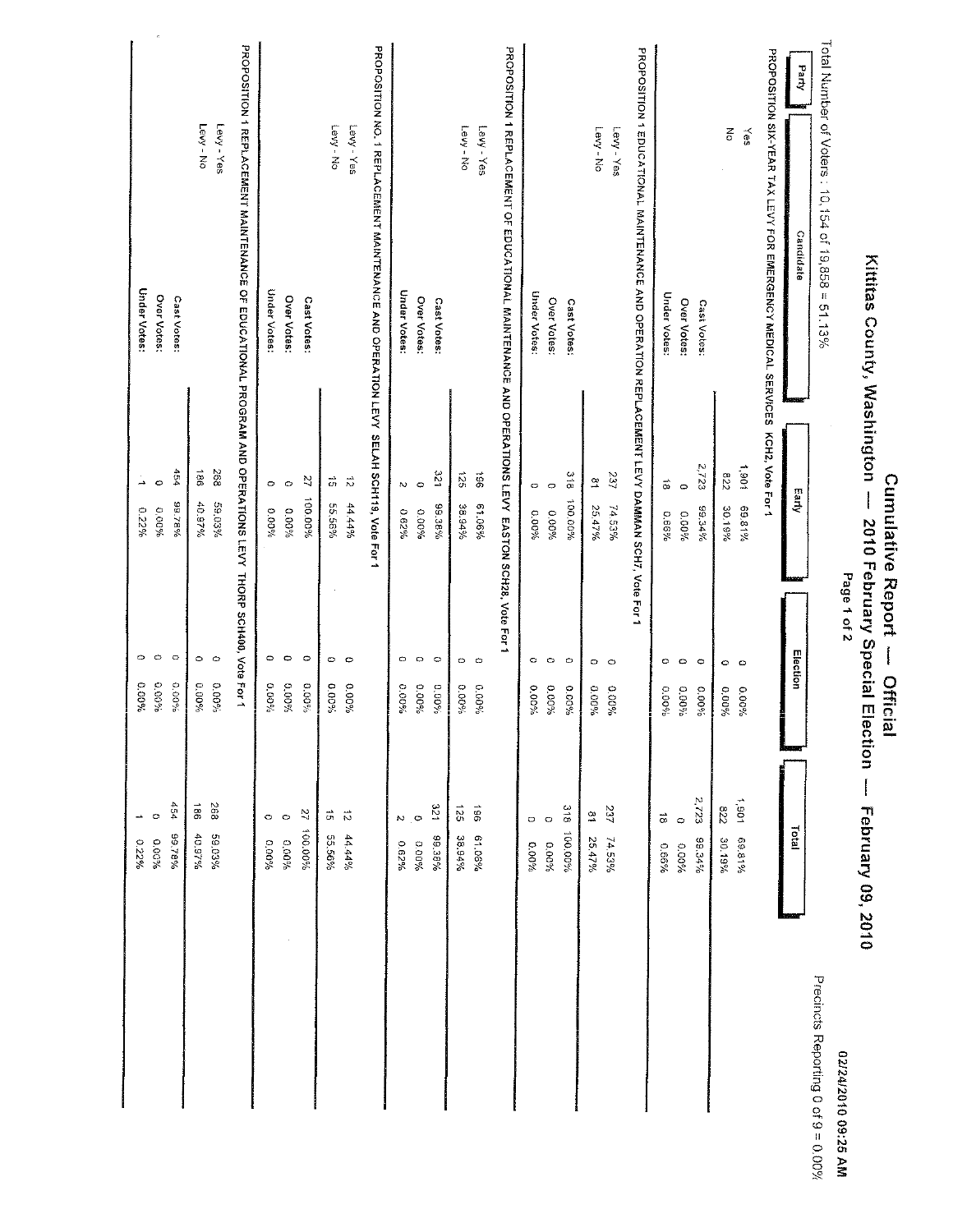# Cumulative Report — Official

## Kittitas County, Washington — 2010 February Special Election — February 09, 2010

02/24/2010 09:25 AM

Total Number of Voters : 10,154 of 19,858 = 51.13%

Precincts Reporting 0 of 9 = 0.00%

| Party | Candidate | | Early | | Election | | Total | |
|---|---|---|---|---|---|---|---|---|
| **PROPOSITION SIX-YEAR TAX LEVY FOR EMERGENCY MEDICAL SERVICES KCH2, Vote For 1** | | | | | | | | |
| | Yes | | 1,901 | 69.81% | 0 | 0.00% | 1,901 | 69.81% |
| | No | | 822 | 30.19% | 0 | 0.00% | 822 | 30.19% |
| | | Cast Votes: | 2,723 | 99.34% | 0 | 0.00% | 2,723 | 99.34% |
| | | Over Votes: | 0 | 0.00% | 0 | 0.00% | 0 | 0.00% |
| | | Under Votes: | 18 | 0.66% | 0 | 0.00% | 18 | 0.66% |
| **PROPOSITION 1 EDUCATIONAL MAINTENANCE AND OPERATION REPLACEMENT LEVY DAMMAN SCH7, Vote For 1** | | | | | | | | |
| | Levy - Yes | | 237 | 74.53% | 0 | 0.00% | 237 | 74.53% |
| | Levy - No | | 81 | 25.47% | 0 | 0.00% | 81 | 25.47% |
| | | Cast Votes: | 318 | 100.00% | 0 | 0.00% | 318 | 100.00% |
| | | Over Votes: | 0 | 0.00% | 0 | 0.00% | 0 | 0.00% |
| | | Under Votes: | 0 | 0.00% | 0 | 0.00% | 0 | 0.00% |
| **PROPOSITION 1 REPLACEMENT OF EDUCATIONAL MAINTENANCE AND OPERATIONS LEVY EASTON SCH28, Vote For 1** | | | | | | | | |
| | Levy - Yes | | 196 | 61.06% | 0 | 0.00% | 196 | 61.06% |
| | Levy - No | | 125 | 38.94% | 0 | 0.00% | 125 | 38.94% |
| | | Cast Votes: | 321 | 99.38% | 0 | 0.00% | 321 | 99.38% |
| | | Over Votes: | 0 | 0.00% | 0 | 0.00% | 0 | 0.00% |
| | | Under Votes: | 2 | 0.62% | 0 | 0.00% | 2 | 0.62% |
| **PROPOSITION NO. 1 REPLACEMENT MAINTENANCE AND OPERATION LEVY SELAH SCH119, Vote For 1** | | | | | | | | |
| | Levy - Yes | | 12 | 44.44% | 0 | 0.00% | 12 | 44.44% |
| | Levy - No | | 15 | 55.56% | 0 | 0.00% | 15 | 55.56% |
| | | Cast Votes: | 27 | 100.00% | 0 | 0.00% | 27 | 100.00% |
| | | Over Votes: | 0 | 0.00% | 0 | 0.00% | 0 | 0.00% |
| | | Under Votes: | 0 | 0.00% | 0 | 0.00% | 0 | 0.00% |
| **PROPOSITION 1 REPLACEMENT MAINTENANCE OF EDUCATIONAL PROGRAM AND OPERATIONS LEVY THORP SCH400, Vote For 1** | | | | | | | | |
| | Levy - Yes | | 268 | 59.03% | 0 | 0.00% | 268 | 59.03% |
| | Levy - No | | 186 | 40.97% | 0 | 0.00% | 186 | 40.97% |
| | | Cast Votes: | 454 | 99.78% | 0 | 0.00% | 454 | 99.78% |
| | | Over Votes: | 0 | 0.00% | 0 | 0.00% | 0 | 0.00% |
| | | Under Votes: | 1 | 0.22% | 0 | 0.00% | 1 | 0.22% |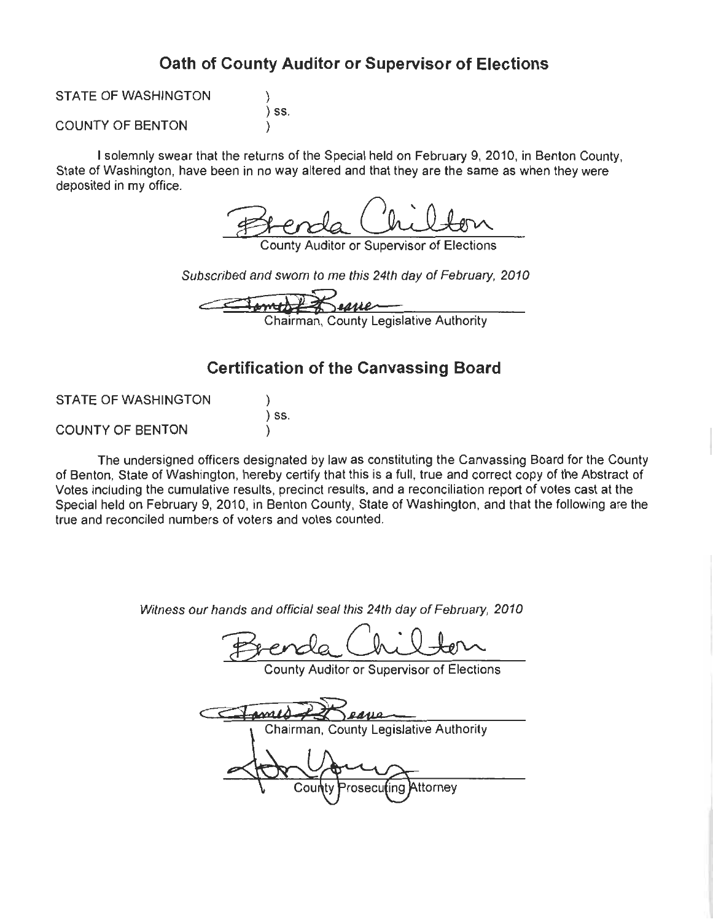## Oath of County Auditor or Supervisor of Elections

STATE OF WASHINGTON )
) ss.
COUNTY OF BENTON )

I solemnly swear that the returns of the Special held on February 9, 2010, in Benton County, State of Washington, have been in no way altered and that they are the same as when they were deposited in my office.

Brenda Chilton
County Auditor or Supervisor of Elections

*Subscribed and sworn to me this 24th day of February, 2010*

James R. Beaver
Chairman, County Legislative Authority

## Certification of the Canvassing Board

STATE OF WASHINGTON )
) ss.
COUNTY OF BENTON )

The undersigned officers designated by law as constituting the Canvassing Board for the County of Benton, State of Washington, hereby certify that this is a full, true and correct copy of the Abstract of Votes including the cumulative results, precinct results, and a reconciliation report of votes cast at the Special held on February 9, 2010, in Benton County, State of Washington, and that the following are the true and reconciled numbers of voters and votes counted.

*Witness our hands and official seal this 24th day of February, 2010*

Brenda Chilton
County Auditor or Supervisor of Elections

James R. Beaver
Chairman, County Legislative Authority

Andy Miller
County Prosecuting Attorney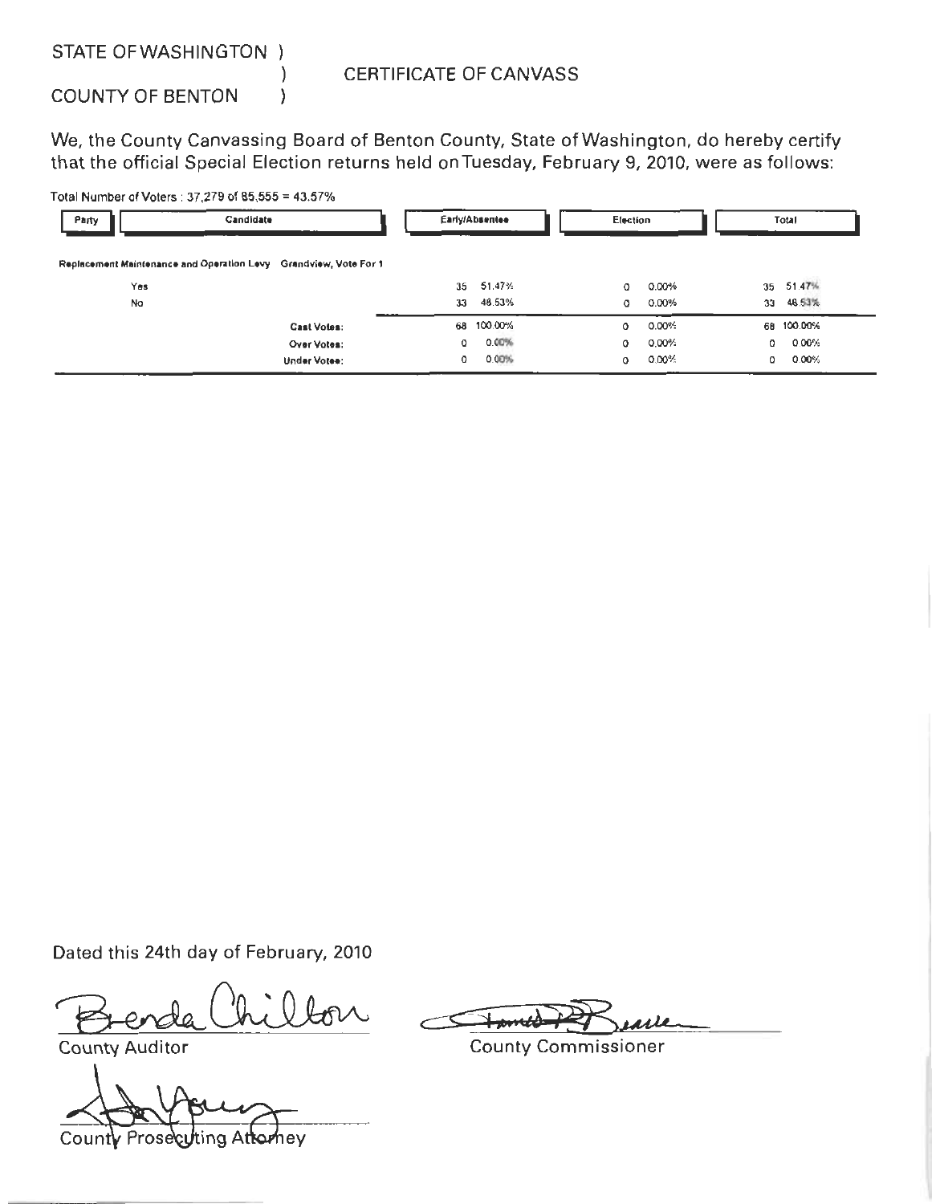STATE OF WASHINGTON )
)   CERTIFICATE OF CANVASS
COUNTY OF BENTON )

We, the County Canvassing Board of Benton County, State of Washington, do hereby certify that the official Special Election returns held on Tuesday, February 9, 2010, were as follows:

Total Number of Voters : 37,279 of 85,555 = 43.57%

| Party | Candidate | Early/Absentee | | Election | | Total | |
|---|---|---|---|---|---|---|---|
| **Replacement Maintenance and Operation Levy** | **Grandview, Vote For 1** | | | | | | |
| | Yes | 35 | 51.47% | 0 | 0.00% | 35 | 51.47% |
| | No | 33 | 48.53% | 0 | 0.00% | 33 | 48.53% |
| | **Cast Votes:** | 68 | 100.00% | 0 | 0.00% | 68 | 100.00% |
| | **Over Votes:** | 0 | 0.00% | 0 | 0.00% | 0 | 0.00% |
| | **Under Votes:** | 0 | 0.00% | 0 | 0.00% | 0 | 0.00% |

Dated this 24th day of February, 2010

Brenda Chilton
County Auditor

James R. Beaver
County Commissioner

County Prosecuting Attorney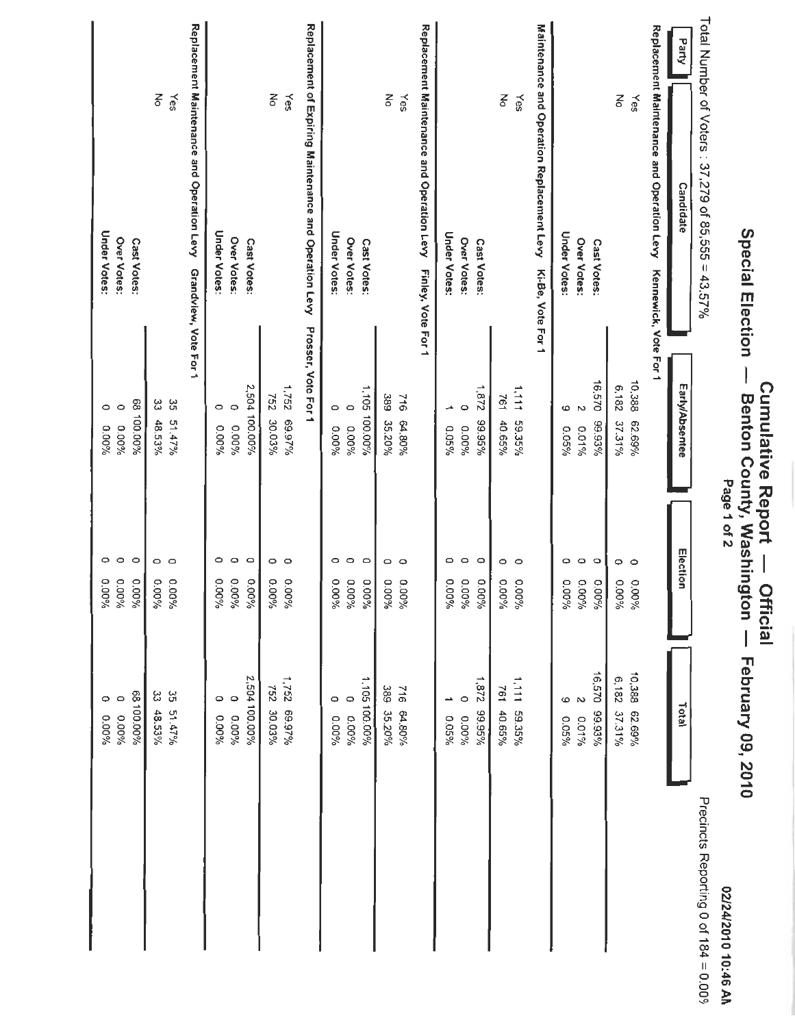# Cumulative Report — Official
## Special Election — Benton County, Washington — February 09, 2010

02/24/2010 10:46 AM

Total Number of Voters : 37,279 of 85,555 = 43.57%

Precincts Reporting 0 of 184 = 0.00%

| Party | Candidate | Early/Absentee | | Election | | Total | |
|---|---|---|---|---|---|---|---|
| **Replacement Maintenance and Operation Levy Kennewick, Vote For 1** | | | | | | | |
| | Yes | 10,388 | 62.69% | 0 | 0.00% | 10,388 | 62.69% |
| | No | 6,182 | 37.31% | 0 | 0.00% | 6,182 | 37.31% |
| | Cast Votes: | 16,570 | 99.93% | 0 | 0.00% | 16,570 | 99.93% |
| | Over Votes: | 2 | 0.01% | 0 | 0.00% | 2 | 0.01% |
| | Under Votes: | 9 | 0.05% | 0 | 0.00% | 9 | 0.05% |
| **Maintenance and Operation Replacement Levy Ki-Be, Vote For 1** | | | | | | | |
| | Yes | 1,111 | 59.35% | 0 | 0.00% | 1,111 | 59.35% |
| | No | 761 | 40.65% | 0 | 0.00% | 761 | 40.65% |
| | Cast Votes: | 1,872 | 99.95% | 0 | 0.00% | 1,872 | 99.95% |
| | Over Votes: | 0 | 0.00% | 0 | 0.00% | 0 | 0.00% |
| | Under Votes: | 1 | 0.05% | 0 | 0.00% | 1 | 0.05% |
| **Replacement Maintenance and Operation Levy Finley, Vote For 1** | | | | | | | |
| | Yes | 716 | 64.80% | 0 | 0.00% | 716 | 64.80% |
| | No | 389 | 35.20% | 0 | 0.00% | 389 | 35.20% |
| | Cast Votes: | 1,105 | 100.00% | 0 | 0.00% | 1,105 | 100.00% |
| | Over Votes: | 0 | 0.00% | 0 | 0.00% | 0 | 0.00% |
| | Under Votes: | 0 | 0.00% | 0 | 0.00% | 0 | 0.00% |
| **Replacement of Expiring Maintenance and Operation Levy Prosser, Vote For 1** | | | | | | | |
| | Yes | 1,752 | 69.97% | 0 | 0.00% | 1,752 | 69.97% |
| | No | 752 | 30.03% | 0 | 0.00% | 752 | 30.03% |
| | Cast Votes: | 2,504 | 100.00% | 0 | 0.00% | 2,504 | 100.00% |
| | Over Votes: | 0 | 0.00% | 0 | 0.00% | 0 | 0.00% |
| | Under Votes: | 0 | 0.00% | 0 | 0.00% | 0 | 0.00% |
| **Replacement Maintenance and Operation Levy Grandview, Vote For 1** | | | | | | | |
| | Yes | 35 | 51.47% | 0 | 0.00% | 35 | 51.47% |
| | No | 33 | 48.53% | 0 | 0.00% | 33 | 48.53% |
| | Cast Votes: | 68 | 100.00% | 0 | 0.00% | 68 | 100.00% |
| | Over Votes: | 0 | 0.00% | 0 | 0.00% | 0 | 0.00% |
| | Under Votes: | 0 | 0.00% | 0 | 0.00% | 0 | 0.00% |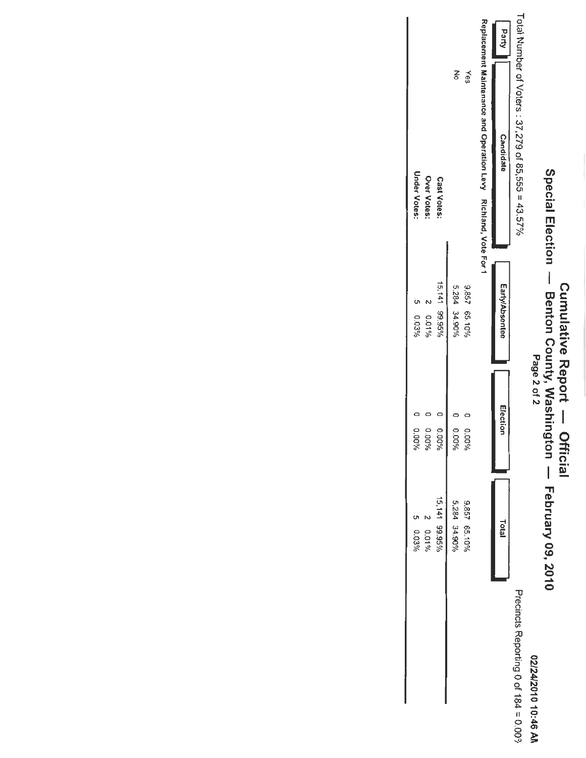# Cumulative Report — Official

## Special Election — Benton County, Washington — February 09, 2010

**02/24/2010 10:46 AM**

Total Number of Voters : 37,279 of 85,555 = 43.57%

Precincts Reporting 0 of 184 = 0.00%

| Party | Candidate | Early/Absentee | | Election | | Total | |
|---|---|---|---|---|---|---|---|
| **Replacement Maintenance and Operation Levy Richland, Vote For 1** | | | | | | | |
| | Yes | 9,857 | 65.10% | 0 | 0.00% | 9,857 | 65.10% |
| | No | 5,284 | 34.90% | 0 | 0.00% | 5,284 | 34.90% |
| | **Cast Votes:** | 15,141 | 99.95% | 0 | 0.00% | 15,141 | 99.95% |
| | **Over Votes:** | 2 | 0.01% | 0 | 0.00% | 2 | 0.01% |
| | **Under Votes:** | 5 | 0.03% | 0 | 0.00% | 5 | 0.03% |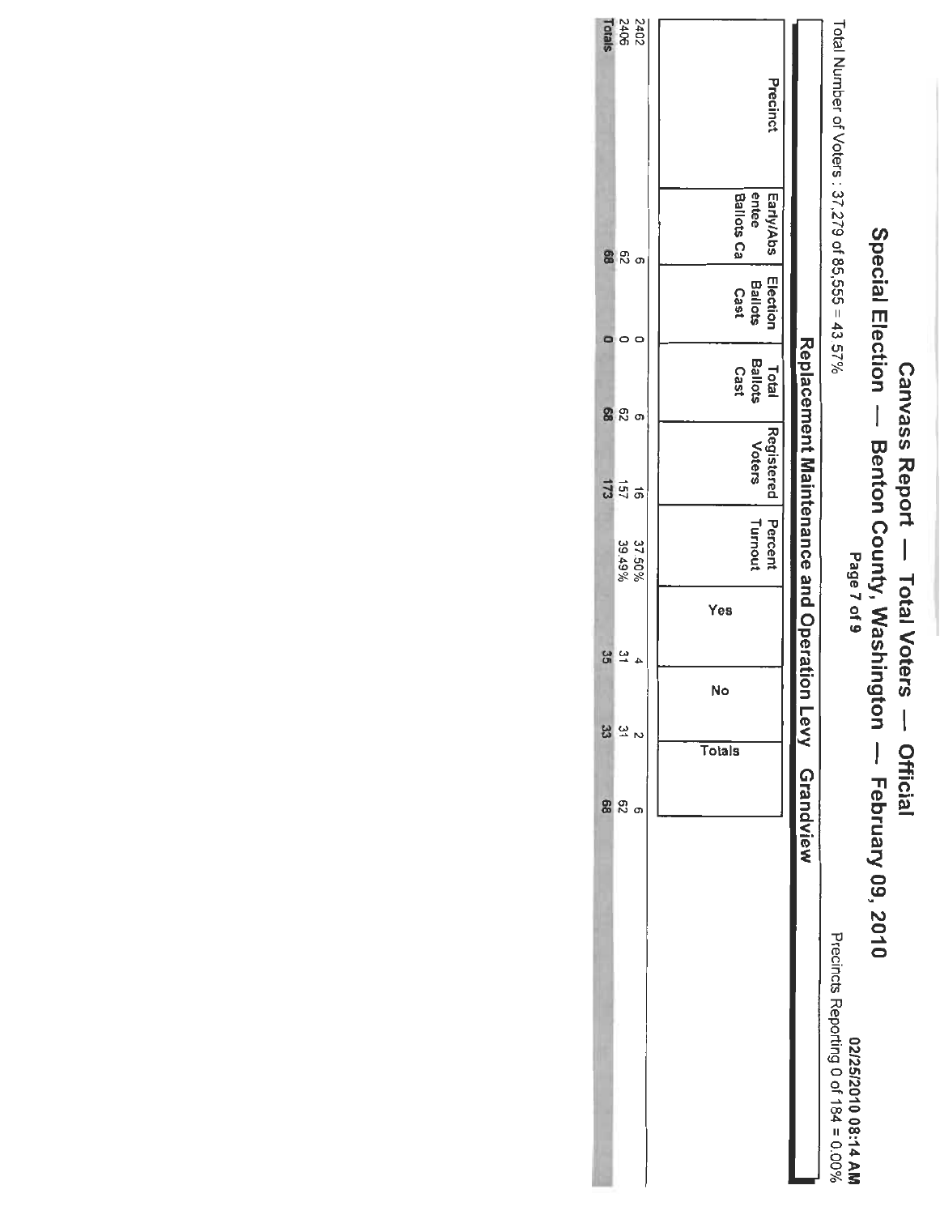# Canvass Report — Total Voters — Official

## Special Election — Benton County, Washington — February 09, 2010

**02/25/2010 08:14 AM**

Total Number of Voters : 37,279 of 85,555 = 43.57%

Precincts Reporting 0 of 184 = 0.00%

### Replacement Maintenance and Operation Levy Grandview

| Precinct | Early/Absentee Ballots Ca | Election Ballots Cast | Total Ballots Cast | Registered Voters | Percent Turnout | Yes | No | Totals |
|---|---|---|---|---|---|---|---|---|
| 2402 | 6 | 0 | 6 | 16 | 37.50% | 4 | 2 | 6 |
| 2406 | 62 | 0 | 62 | 157 | 39.49% | 31 | 31 | 62 |
| **Totals** | **68** | **0** | **68** | **173** | | **35** | **33** | **68** |